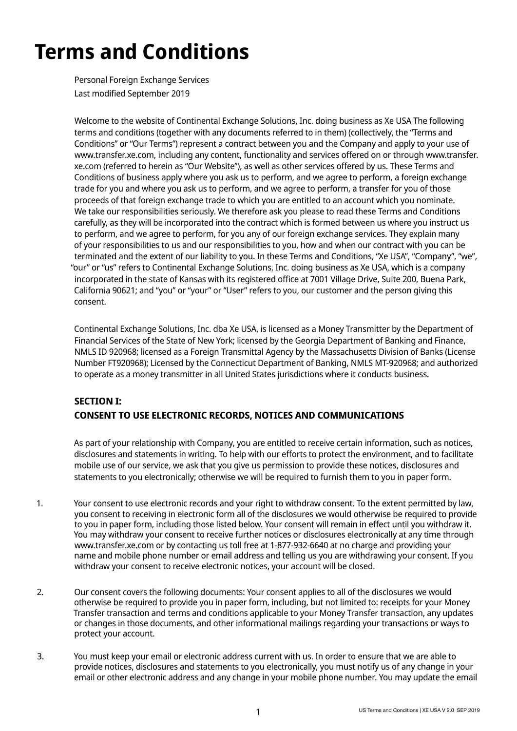# Terms and Conditions

Personal Foreign Exchange Services

Last modified September 2019

Welcome to the website of Continental Exchange Solutions, Inc. doing business as Xe USA The following terms and conditions (together with any documents referred to in them) (collectively, the "Terms and Conditions" or "Our Terms") represent a contract between you and the Company and apply to your use of www.transfer.xe.com, including any content, functionality and services offered on or through www.transfer.xe.com (referred to herein as "Our Website"), as well as other services offered by us. These Terms and Conditions of business apply where you ask us to perform, and we agree to perform, a foreign exchange trade for you and where you ask us to perform, and we agree to perform, a transfer for you of those proceeds of that foreign exchange trade to which you are entitled to an account which you nominate. We take our responsibilities seriously. We therefore ask you please to read these Terms and Conditions carefully, as they will be incorporated into the contract which is formed between us where you instruct us to perform, and we agree to perform, for you any of our foreign exchange services. They explain many of your responsibilities to us and our responsibilities to you, how and when our contract with you can be terminated and the extent of our liability to you. In these Terms and Conditions, "Xe USA", "Company", "we", "our" or "us" refers to Continental Exchange Solutions, Inc. doing business as Xe USA, which is a company incorporated in the state of Kansas with its registered office at 7001 Village Drive, Suite 200, Buena Park, California 90621; and "you" or "your" or "User" refers to you, our customer and the person giving this consent.

Continental Exchange Solutions, Inc. dba Xe USA, is licensed as a Money Transmitter by the Department of Financial Services of the State of New York; licensed by the Georgia Department of Banking and Finance, NMLS ID 920968; licensed as a Foreign Transmittal Agency by the Massachusetts Division of Banks (License Number FT920968); Licensed by the Connecticut Department of Banking, NMLS MT-920968; and authorized to operate as a money transmitter in all United States jurisdictions where it conducts business.

## SECTION I:
## CONSENT TO USE ELECTRONIC RECORDS, NOTICES AND COMMUNICATIONS

As part of your relationship with Company, you are entitled to receive certain information, such as notices, disclosures and statements in writing. To help with our efforts to protect the environment, and to facilitate mobile use of our service, we ask that you give us permission to provide these notices, disclosures and statements to you electronically; otherwise we will be required to furnish them to you in paper form.

1. Your consent to use electronic records and your right to withdraw consent. To the extent permitted by law, you consent to receiving in electronic form all of the disclosures we would otherwise be required to provide to you in paper form, including those listed below. Your consent will remain in effect until you withdraw it. You may withdraw your consent to receive further notices or disclosures electronically at any time through www.transfer.xe.com or by contacting us toll free at 1-877-932-6640 at no charge and providing your name and mobile phone number or email address and telling us you are withdrawing your consent. If you withdraw your consent to receive electronic notices, your account will be closed.

2. Our consent covers the following documents: Your consent applies to all of the disclosures we would otherwise be required to provide you in paper form, including, but not limited to: receipts for your Money Transfer transaction and terms and conditions applicable to your Money Transfer transaction, any updates or changes in those documents, and other informational mailings regarding your transactions or ways to protect your account.

3. You must keep your email or electronic address current with us. In order to ensure that we are able to provide notices, disclosures and statements to you electronically, you must notify us of any change in your email or other electronic address and any change in your mobile phone number. You may update the email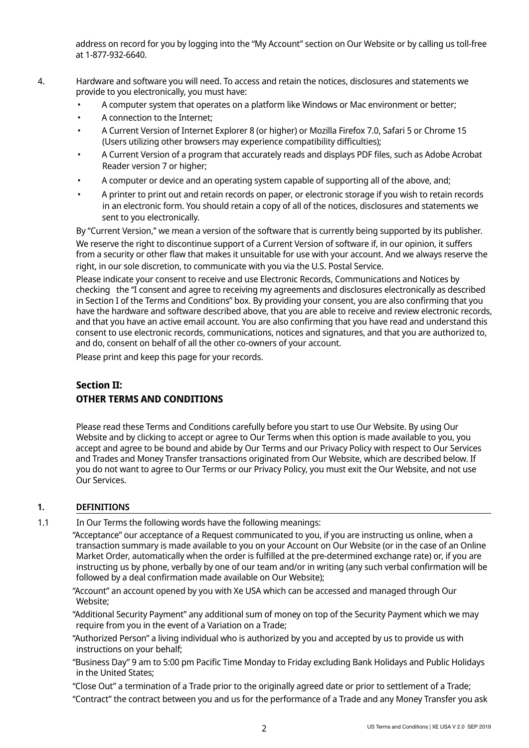address on record for you by logging into the "My Account" section on Our Website or by calling us toll-free at 1-877-932-6640.

4. Hardware and software you will need. To access and retain the notices, disclosures and statements we provide to you electronically, you must have:
   - A computer system that operates on a platform like Windows or Mac environment or better;
   - A connection to the Internet;
   - A Current Version of Internet Explorer 8 (or higher) or Mozilla Firefox 7.0, Safari 5 or Chrome 15 (Users utilizing other browsers may experience compatibility difficulties);
   - A Current Version of a program that accurately reads and displays PDF files, such as Adobe Acrobat Reader version 7 or higher;
   - A computer or device and an operating system capable of supporting all of the above, and;
   - A printer to print out and retain records on paper, or electronic storage if you wish to retain records in an electronic form. You should retain a copy of all of the notices, disclosures and statements we sent to you electronically.

   By "Current Version," we mean a version of the software that is currently being supported by its publisher. We reserve the right to discontinue support of a Current Version of software if, in our opinion, it suffers from a security or other flaw that makes it unsuitable for use with your account. And we always reserve the right, in our sole discretion, to communicate with you via the U.S. Postal Service.

   Please indicate your consent to receive and use Electronic Records, Communications and Notices by checking the "I consent and agree to receiving my agreements and disclosures electronically as described in Section I of the Terms and Conditions" box. By providing your consent, you are also confirming that you have the hardware and software described above, that you are able to receive and review electronic records, and that you have an active email account. You are also confirming that you have read and understand this consent to use electronic records, communications, notices and signatures, and that you are authorized to, and do, consent on behalf of all the other co-owners of your account.

   Please print and keep this page for your records.

## Section II:
## OTHER TERMS AND CONDITIONS

Please read these Terms and Conditions carefully before you start to use Our Website. By using Our Website and by clicking to accept or agree to Our Terms when this option is made available to you, you accept and agree to be bound and abide by Our Terms and our Privacy Policy with respect to Our Services and Trades and Money Transfer transactions originated from Our Website, which are described below. If you do not want to agree to Our Terms or our Privacy Policy, you must exit the Our Website, and not use Our Services.

### 1. DEFINITIONS

1.1 In Our Terms the following words have the following meanings:

"Acceptance" our acceptance of a Request communicated to you, if you are instructing us online, when a transaction summary is made available to you on your Account on Our Website (or in the case of an Online Market Order, automatically when the order is fulfilled at the pre-determined exchange rate) or, if you are instructing us by phone, verbally by one of our team and/or in writing (any such verbal confirmation will be followed by a deal confirmation made available on Our Website);

"Account" an account opened by you with Xe USA which can be accessed and managed through Our Website;

"Additional Security Payment" any additional sum of money on top of the Security Payment which we may require from you in the event of a Variation on a Trade;

"Authorized Person" a living individual who is authorized by you and accepted by us to provide us with instructions on your behalf;

"Business Day" 9 am to 5:00 pm Pacific Time Monday to Friday excluding Bank Holidays and Public Holidays in the United States;

"Close Out" a termination of a Trade prior to the originally agreed date or prior to settlement of a Trade;

"Contract" the contract between you and us for the performance of a Trade and any Money Transfer you ask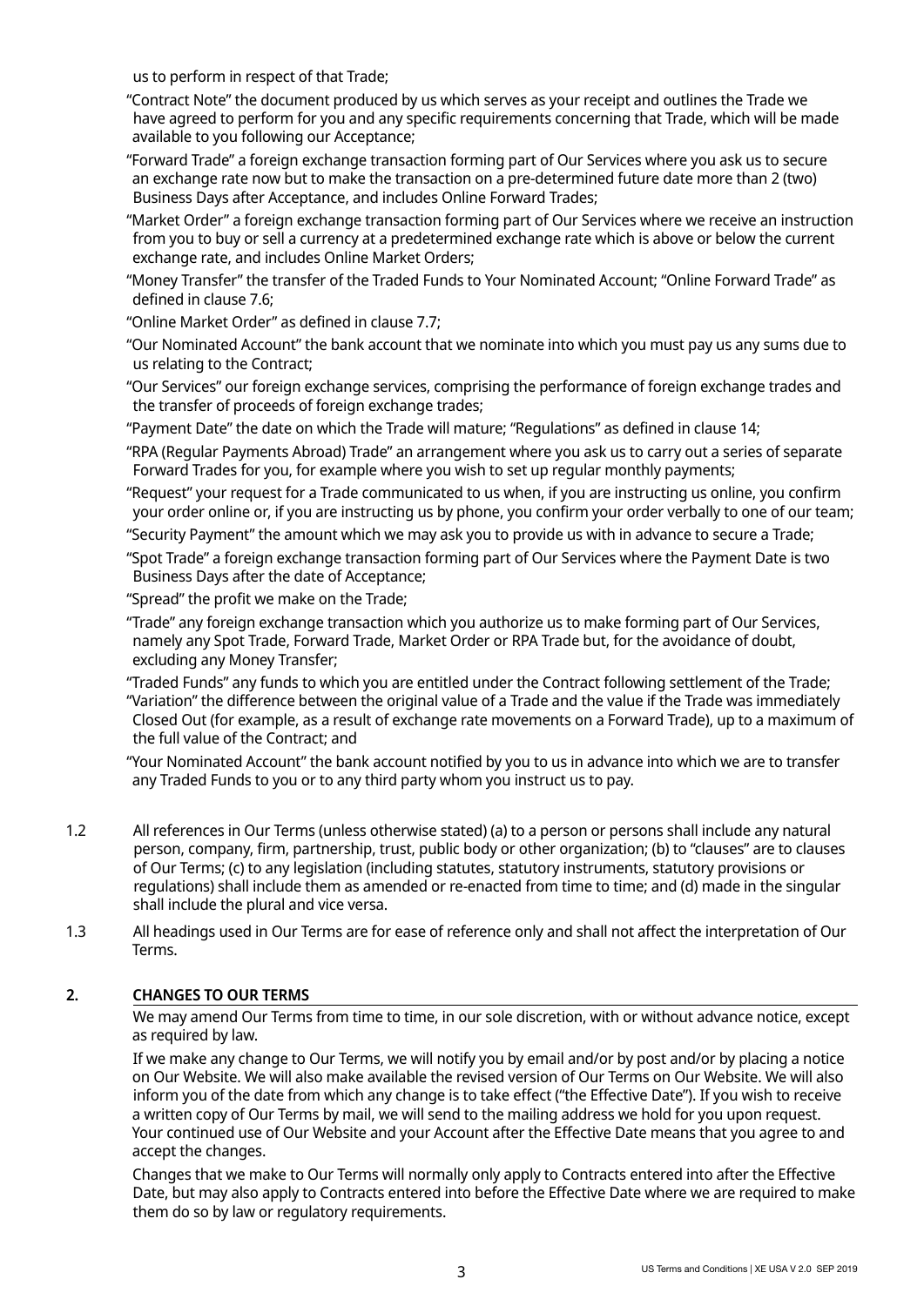us to perform in respect of that Trade;

"Contract Note" the document produced by us which serves as your receipt and outlines the Trade we have agreed to perform for you and any specific requirements concerning that Trade, which will be made available to you following our Acceptance;

"Forward Trade" a foreign exchange transaction forming part of Our Services where you ask us to secure an exchange rate now but to make the transaction on a pre-determined future date more than 2 (two) Business Days after Acceptance, and includes Online Forward Trades;

"Market Order" a foreign exchange transaction forming part of Our Services where we receive an instruction from you to buy or sell a currency at a predetermined exchange rate which is above or below the current exchange rate, and includes Online Market Orders;

"Money Transfer" the transfer of the Traded Funds to Your Nominated Account; "Online Forward Trade" as defined in clause 7.6;

"Online Market Order" as defined in clause 7.7;

"Our Nominated Account" the bank account that we nominate into which you must pay us any sums due to us relating to the Contract;

"Our Services" our foreign exchange services, comprising the performance of foreign exchange trades and the transfer of proceeds of foreign exchange trades;

"Payment Date" the date on which the Trade will mature; "Regulations" as defined in clause 14;

"RPA (Regular Payments Abroad) Trade" an arrangement where you ask us to carry out a series of separate Forward Trades for you, for example where you wish to set up regular monthly payments;

"Request" your request for a Trade communicated to us when, if you are instructing us online, you confirm your order online or, if you are instructing us by phone, you confirm your order verbally to one of our team;

"Security Payment" the amount which we may ask you to provide us with in advance to secure a Trade;

"Spot Trade" a foreign exchange transaction forming part of Our Services where the Payment Date is two Business Days after the date of Acceptance;

"Spread" the profit we make on the Trade;

"Trade" any foreign exchange transaction which you authorize us to make forming part of Our Services, namely any Spot Trade, Forward Trade, Market Order or RPA Trade but, for the avoidance of doubt, excluding any Money Transfer;

"Traded Funds" any funds to which you are entitled under the Contract following settlement of the Trade;
"Variation" the difference between the original value of a Trade and the value if the Trade was immediately Closed Out (for example, as a result of exchange rate movements on a Forward Trade), up to a maximum of the full value of the Contract; and

"Your Nominated Account" the bank account notified by you to us in advance into which we are to transfer any Traded Funds to you or to any third party whom you instruct us to pay.

1.2 All references in Our Terms (unless otherwise stated) (a) to a person or persons shall include any natural person, company, firm, partnership, trust, public body or other organization; (b) to "clauses" are to clauses of Our Terms; (c) to any legislation (including statutes, statutory instruments, statutory provisions or regulations) shall include them as amended or re-enacted from time to time; and (d) made in the singular shall include the plural and vice versa.

1.3 All headings used in Our Terms are for ease of reference only and shall not affect the interpretation of Our Terms.

## 2. CHANGES TO OUR TERMS

We may amend Our Terms from time to time, in our sole discretion, with or without advance notice, except as required by law.

If we make any change to Our Terms, we will notify you by email and/or by post and/or by placing a notice on Our Website. We will also make available the revised version of Our Terms on Our Website. We will also inform you of the date from which any change is to take effect ("the Effective Date"). If you wish to receive a written copy of Our Terms by mail, we will send to the mailing address we hold for you upon request. Your continued use of Our Website and your Account after the Effective Date means that you agree to and accept the changes.

Changes that we make to Our Terms will normally only apply to Contracts entered into after the Effective Date, but may also apply to Contracts entered into before the Effective Date where we are required to make them do so by law or regulatory requirements.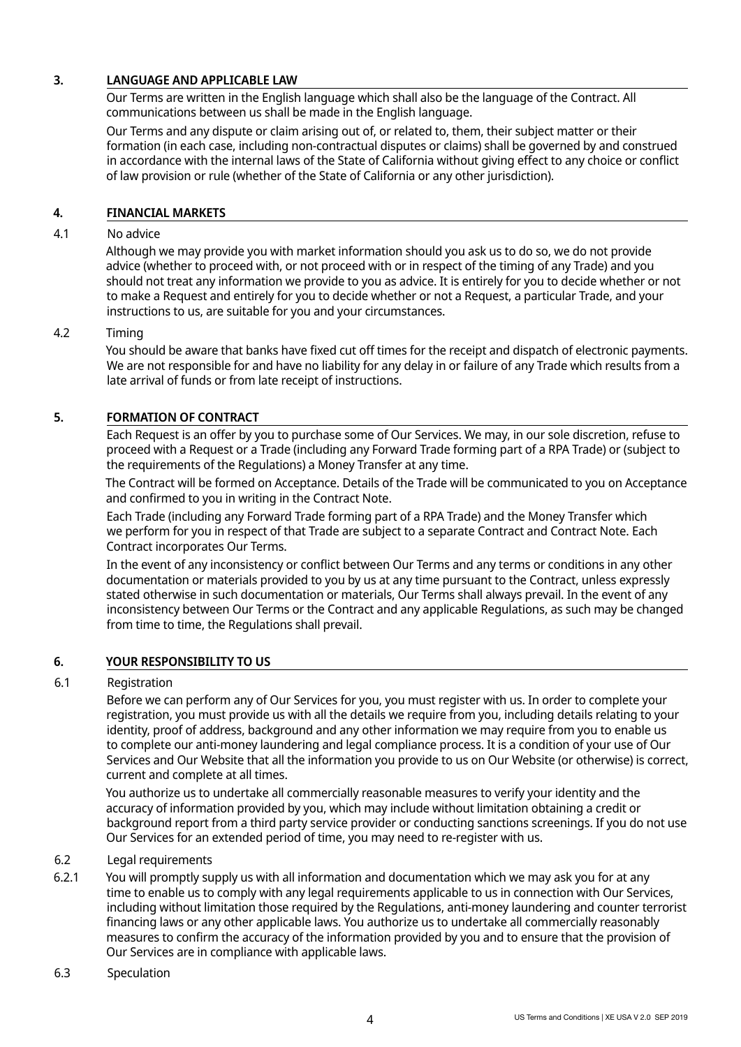## 3. LANGUAGE AND APPLICABLE LAW

Our Terms are written in the English language which shall also be the language of the Contract. All communications between us shall be made in the English language.

Our Terms and any dispute or claim arising out of, or related to, them, their subject matter or their formation (in each case, including non-contractual disputes or claims) shall be governed by and construed in accordance with the internal laws of the State of California without giving effect to any choice or conflict of law provision or rule (whether of the State of California or any other jurisdiction).

## 4. FINANCIAL MARKETS

### 4.1 No advice

Although we may provide you with market information should you ask us to do so, we do not provide advice (whether to proceed with, or not proceed with or in respect of the timing of any Trade) and you should not treat any information we provide to you as advice. It is entirely for you to decide whether or not to make a Request and entirely for you to decide whether or not a Request, a particular Trade, and your instructions to us, are suitable for you and your circumstances.

### 4.2 Timing

You should be aware that banks have fixed cut off times for the receipt and dispatch of electronic payments. We are not responsible for and have no liability for any delay in or failure of any Trade which results from a late arrival of funds or from late receipt of instructions.

## 5. FORMATION OF CONTRACT

Each Request is an offer by you to purchase some of Our Services. We may, in our sole discretion, refuse to proceed with a Request or a Trade (including any Forward Trade forming part of a RPA Trade) or (subject to the requirements of the Regulations) a Money Transfer at any time.

The Contract will be formed on Acceptance. Details of the Trade will be communicated to you on Acceptance and confirmed to you in writing in the Contract Note.

Each Trade (including any Forward Trade forming part of a RPA Trade) and the Money Transfer which we perform for you in respect of that Trade are subject to a separate Contract and Contract Note. Each Contract incorporates Our Terms.

In the event of any inconsistency or conflict between Our Terms and any terms or conditions in any other documentation or materials provided to you by us at any time pursuant to the Contract, unless expressly stated otherwise in such documentation or materials, Our Terms shall always prevail. In the event of any inconsistency between Our Terms or the Contract and any applicable Regulations, as such may be changed from time to time, the Regulations shall prevail.

## 6. YOUR RESPONSIBILITY TO US

### 6.1 Registration

Before we can perform any of Our Services for you, you must register with us. In order to complete your registration, you must provide us with all the details we require from you, including details relating to your identity, proof of address, background and any other information we may require from you to enable us to complete our anti-money laundering and legal compliance process. It is a condition of your use of Our Services and Our Website that all the information you provide to us on Our Website (or otherwise) is correct, current and complete at all times.

You authorize us to undertake all commercially reasonable measures to verify your identity and the accuracy of information provided by you, which may include without limitation obtaining a credit or background report from a third party service provider or conducting sanctions screenings. If you do not use Our Services for an extended period of time, you may need to re-register with us.

### 6.2 Legal requirements

6.2.1 You will promptly supply us with all information and documentation which we may ask you for at any time to enable us to comply with any legal requirements applicable to us in connection with Our Services, including without limitation those required by the Regulations, anti-money laundering and counter terrorist financing laws or any other applicable laws. You authorize us to undertake all commercially reasonably measures to confirm the accuracy of the information provided by you and to ensure that the provision of Our Services are in compliance with applicable laws.

### 6.3 Speculation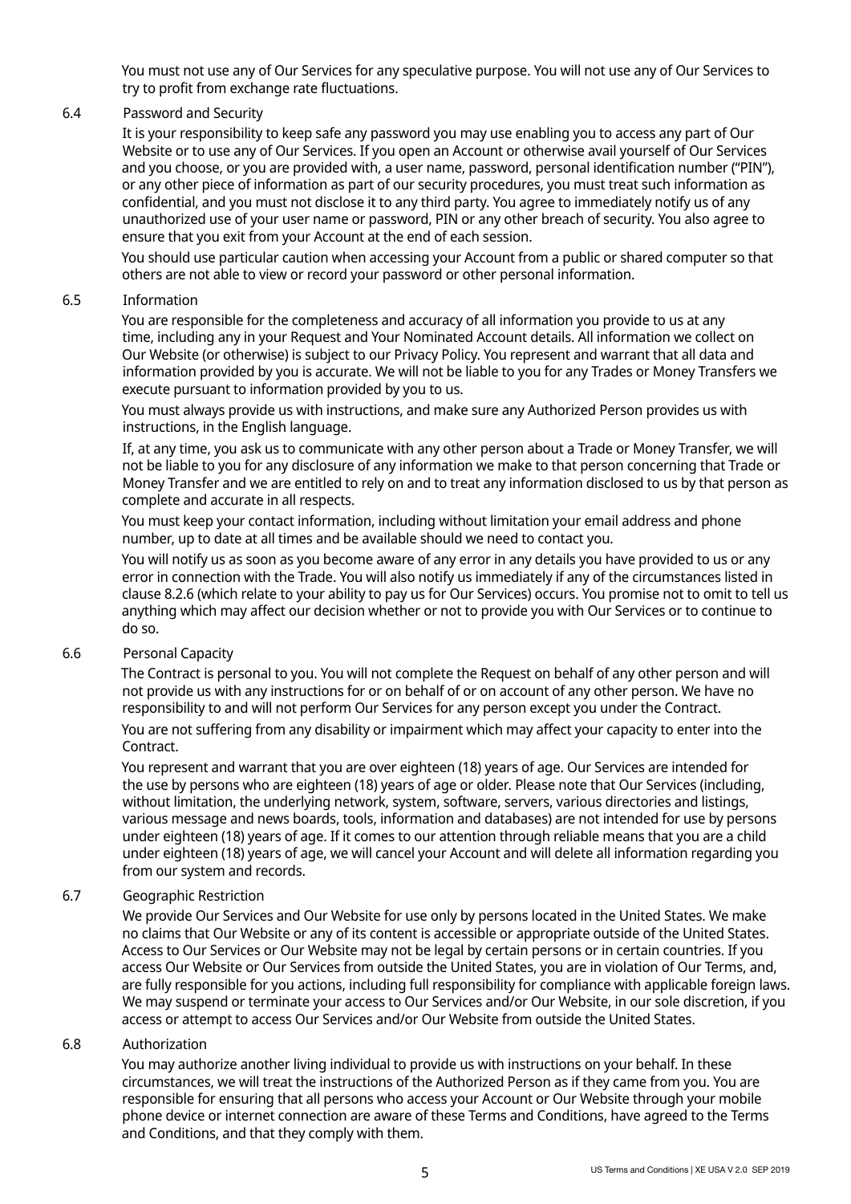You must not use any of Our Services for any speculative purpose. You will not use any of Our Services to try to profit from exchange rate fluctuations.

### 6.4 Password and Security

It is your responsibility to keep safe any password you may use enabling you to access any part of Our Website or to use any of Our Services. If you open an Account or otherwise avail yourself of Our Services and you choose, or you are provided with, a user name, password, personal identification number ("PIN"), or any other piece of information as part of our security procedures, you must treat such information as confidential, and you must not disclose it to any third party. You agree to immediately notify us of any unauthorized use of your user name or password, PIN or any other breach of security. You also agree to ensure that you exit from your Account at the end of each session.

You should use particular caution when accessing your Account from a public or shared computer so that others are not able to view or record your password or other personal information.

### 6.5 Information

You are responsible for the completeness and accuracy of all information you provide to us at any time, including any in your Request and Your Nominated Account details. All information we collect on Our Website (or otherwise) is subject to our Privacy Policy. You represent and warrant that all data and information provided by you is accurate. We will not be liable to you for any Trades or Money Transfers we execute pursuant to information provided by you to us.

You must always provide us with instructions, and make sure any Authorized Person provides us with instructions, in the English language.

If, at any time, you ask us to communicate with any other person about a Trade or Money Transfer, we will not be liable to you for any disclosure of any information we make to that person concerning that Trade or Money Transfer and we are entitled to rely on and to treat any information disclosed to us by that person as complete and accurate in all respects.

You must keep your contact information, including without limitation your email address and phone number, up to date at all times and be available should we need to contact you.

You will notify us as soon as you become aware of any error in any details you have provided to us or any error in connection with the Trade. You will also notify us immediately if any of the circumstances listed in clause 8.2.6 (which relate to your ability to pay us for Our Services) occurs. You promise not to omit to tell us anything which may affect our decision whether or not to provide you with Our Services or to continue to do so.

### 6.6 Personal Capacity

The Contract is personal to you. You will not complete the Request on behalf of any other person and will not provide us with any instructions for or on behalf of or on account of any other person. We have no responsibility to and will not perform Our Services for any person except you under the Contract.

You are not suffering from any disability or impairment which may affect your capacity to enter into the Contract.

You represent and warrant that you are over eighteen (18) years of age. Our Services are intended for the use by persons who are eighteen (18) years of age or older. Please note that Our Services (including, without limitation, the underlying network, system, software, servers, various directories and listings, various message and news boards, tools, information and databases) are not intended for use by persons under eighteen (18) years of age. If it comes to our attention through reliable means that you are a child under eighteen (18) years of age, we will cancel your Account and will delete all information regarding you from our system and records.

### 6.7 Geographic Restriction

We provide Our Services and Our Website for use only by persons located in the United States. We make no claims that Our Website or any of its content is accessible or appropriate outside of the United States. Access to Our Services or Our Website may not be legal by certain persons or in certain countries. If you access Our Website or Our Services from outside the United States, you are in violation of Our Terms, and, are fully responsible for you actions, including full responsibility for compliance with applicable foreign laws. We may suspend or terminate your access to Our Services and/or Our Website, in our sole discretion, if you access or attempt to access Our Services and/or Our Website from outside the United States.

### 6.8 Authorization

You may authorize another living individual to provide us with instructions on your behalf. In these circumstances, we will treat the instructions of the Authorized Person as if they came from you. You are responsible for ensuring that all persons who access your Account or Our Website through your mobile phone device or internet connection are aware of these Terms and Conditions, have agreed to the Terms and Conditions, and that they comply with them.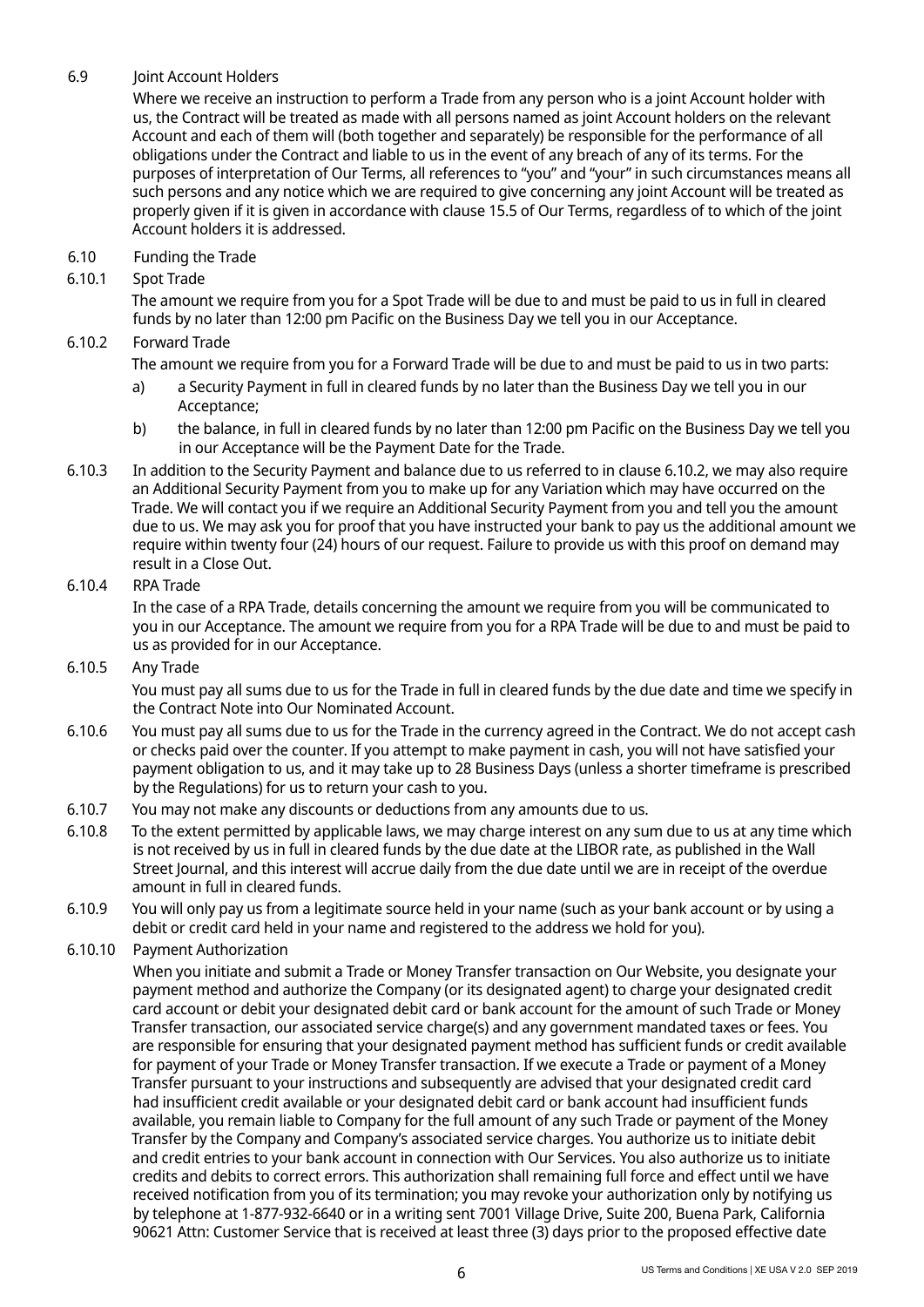6.9 Joint Account Holders

Where we receive an instruction to perform a Trade from any person who is a joint Account holder with us, the Contract will be treated as made with all persons named as joint Account holders on the relevant Account and each of them will (both together and separately) be responsible for the performance of all obligations under the Contract and liable to us in the event of any breach of any of its terms. For the purposes of interpretation of Our Terms, all references to "you" and "your" in such circumstances means all such persons and any notice which we are required to give concerning any joint Account will be treated as properly given if it is given in accordance with clause 15.5 of Our Terms, regardless of to which of the joint Account holders it is addressed.

6.10 Funding the Trade

6.10.1 Spot Trade

The amount we require from you for a Spot Trade will be due to and must be paid to us in full in cleared funds by no later than 12:00 pm Pacific on the Business Day we tell you in our Acceptance.

6.10.2 Forward Trade

The amount we require from you for a Forward Trade will be due to and must be paid to us in two parts:

a) a Security Payment in full in cleared funds by no later than the Business Day we tell you in our Acceptance;

b) the balance, in full in cleared funds by no later than 12:00 pm Pacific on the Business Day we tell you in our Acceptance will be the Payment Date for the Trade.

6.10.3 In addition to the Security Payment and balance due to us referred to in clause 6.10.2, we may also require an Additional Security Payment from you to make up for any Variation which may have occurred on the Trade. We will contact you if we require an Additional Security Payment from you and tell you the amount due to us. We may ask you for proof that you have instructed your bank to pay us the additional amount we require within twenty four (24) hours of our request. Failure to provide us with this proof on demand may result in a Close Out.

6.10.4 RPA Trade

In the case of a RPA Trade, details concerning the amount we require from you will be communicated to you in our Acceptance. The amount we require from you for a RPA Trade will be due to and must be paid to us as provided for in our Acceptance.

6.10.5 Any Trade

You must pay all sums due to us for the Trade in full in cleared funds by the due date and time we specify in the Contract Note into Our Nominated Account.

6.10.6 You must pay all sums due to us for the Trade in the currency agreed in the Contract. We do not accept cash or checks paid over the counter. If you attempt to make payment in cash, you will not have satisfied your payment obligation to us, and it may take up to 28 Business Days (unless a shorter timeframe is prescribed by the Regulations) for us to return your cash to you.

6.10.7 You may not make any discounts or deductions from any amounts due to us.

6.10.8 To the extent permitted by applicable laws, we may charge interest on any sum due to us at any time which is not received by us in full in cleared funds by the due date at the LIBOR rate, as published in the Wall Street Journal, and this interest will accrue daily from the due date until we are in receipt of the overdue amount in full in cleared funds.

6.10.9 You will only pay us from a legitimate source held in your name (such as your bank account or by using a debit or credit card held in your name and registered to the address we hold for you).

6.10.10 Payment Authorization

When you initiate and submit a Trade or Money Transfer transaction on Our Website, you designate your payment method and authorize the Company (or its designated agent) to charge your designated credit card account or debit your designated debit card or bank account for the amount of such Trade or Money Transfer transaction, our associated service charge(s) and any government mandated taxes or fees. You are responsible for ensuring that your designated payment method has sufficient funds or credit available for payment of your Trade or Money Transfer transaction. If we execute a Trade or payment of a Money Transfer pursuant to your instructions and subsequently are advised that your designated credit card had insufficient credit available or your designated debit card or bank account had insufficient funds available, you remain liable to Company for the full amount of any such Trade or payment of the Money Transfer by the Company and Company's associated service charges. You authorize us to initiate debit and credit entries to your bank account in connection with Our Services. You also authorize us to initiate credits and debits to correct errors. This authorization shall remaining full force and effect until we have received notification from you of its termination; you may revoke your authorization only by notifying us by telephone at 1-877-932-6640 or in a writing sent 7001 Village Drive, Suite 200, Buena Park, California 90621 Attn: Customer Service that is received at least three (3) days prior to the proposed effective date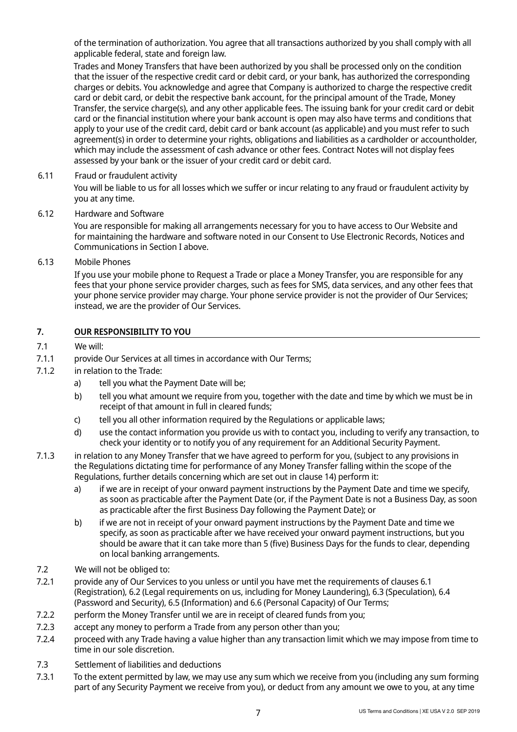of the termination of authorization. You agree that all transactions authorized by you shall comply with all applicable federal, state and foreign law.

Trades and Money Transfers that have been authorized by you shall be processed only on the condition that the issuer of the respective credit card or debit card, or your bank, has authorized the corresponding charges or debits. You acknowledge and agree that Company is authorized to charge the respective credit card or debit card, or debit the respective bank account, for the principal amount of the Trade, Money Transfer, the service charge(s), and any other applicable fees. The issuing bank for your credit card or debit card or the financial institution where your bank account is open may also have terms and conditions that apply to your use of the credit card, debit card or bank account (as applicable) and you must refer to such agreement(s) in order to determine your rights, obligations and liabilities as a cardholder or accountholder, which may include the assessment of cash advance or other fees. Contract Notes will not display fees assessed by your bank or the issuer of your credit card or debit card.

6.11 Fraud or fraudulent activity

You will be liable to us for all losses which we suffer or incur relating to any fraud or fraudulent activity by you at any time.

6.12 Hardware and Software

You are responsible for making all arrangements necessary for you to have access to Our Website and for maintaining the hardware and software noted in our Consent to Use Electronic Records, Notices and Communications in Section I above.

6.13 Mobile Phones

If you use your mobile phone to Request a Trade or place a Money Transfer, you are responsible for any fees that your phone service provider charges, such as fees for SMS, data services, and any other fees that your phone service provider may charge. Your phone service provider is not the provider of Our Services; instead, we are the provider of Our Services.

## 7. OUR RESPONSIBILITY TO YOU

7.1 We will:

7.1.1 provide Our Services at all times in accordance with Our Terms;

7.1.2 in relation to the Trade:

a) tell you what the Payment Date will be;

b) tell you what amount we require from you, together with the date and time by which we must be in receipt of that amount in full in cleared funds;

c) tell you all other information required by the Regulations or applicable laws;

d) use the contact information you provide us with to contact you, including to verify any transaction, to check your identity or to notify you of any requirement for an Additional Security Payment.

7.1.3 in relation to any Money Transfer that we have agreed to perform for you, (subject to any provisions in the Regulations dictating time for performance of any Money Transfer falling within the scope of the Regulations, further details concerning which are set out in clause 14) perform it:

a) if we are in receipt of your onward payment instructions by the Payment Date and time we specify, as soon as practicable after the Payment Date (or, if the Payment Date is not a Business Day, as soon as practicable after the first Business Day following the Payment Date); or

b) if we are not in receipt of your onward payment instructions by the Payment Date and time we specify, as soon as practicable after we have received your onward payment instructions, but you should be aware that it can take more than 5 (five) Business Days for the funds to clear, depending on local banking arrangements.

7.2 We will not be obliged to:

7.2.1 provide any of Our Services to you unless or until you have met the requirements of clauses 6.1 (Registration), 6.2 (Legal requirements on us, including for Money Laundering), 6.3 (Speculation), 6.4 (Password and Security), 6.5 (Information) and 6.6 (Personal Capacity) of Our Terms;

7.2.2 perform the Money Transfer until we are in receipt of cleared funds from you;

7.2.3 accept any money to perform a Trade from any person other than you;

7.2.4 proceed with any Trade having a value higher than any transaction limit which we may impose from time to time in our sole discretion.

7.3 Settlement of liabilities and deductions

7.3.1 To the extent permitted by law, we may use any sum which we receive from you (including any sum forming part of any Security Payment we receive from you), or deduct from any amount we owe to you, at any time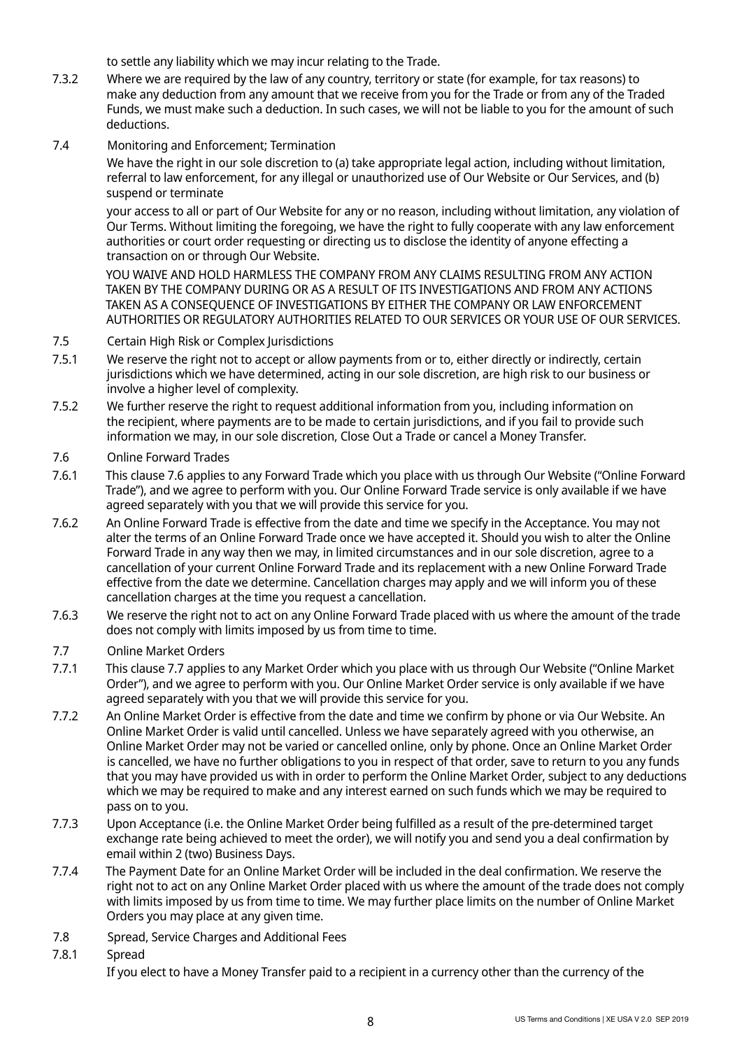to settle any liability which we may incur relating to the Trade.

7.3.2 Where we are required by the law of any country, territory or state (for example, for tax reasons) to make any deduction from any amount that we receive from you for the Trade or from any of the Traded Funds, we must make such a deduction. In such cases, we will not be liable to you for the amount of such deductions.

7.4 Monitoring and Enforcement; Termination

We have the right in our sole discretion to (a) take appropriate legal action, including without limitation, referral to law enforcement, for any illegal or unauthorized use of Our Website or Our Services, and (b) suspend or terminate

your access to all or part of Our Website for any or no reason, including without limitation, any violation of Our Terms. Without limiting the foregoing, we have the right to fully cooperate with any law enforcement authorities or court order requesting or directing us to disclose the identity of anyone effecting a transaction on or through Our Website.

YOU WAIVE AND HOLD HARMLESS THE COMPANY FROM ANY CLAIMS RESULTING FROM ANY ACTION TAKEN BY THE COMPANY DURING OR AS A RESULT OF ITS INVESTIGATIONS AND FROM ANY ACTIONS TAKEN AS A CONSEQUENCE OF INVESTIGATIONS BY EITHER THE COMPANY OR LAW ENFORCEMENT AUTHORITIES OR REGULATORY AUTHORITIES RELATED TO OUR SERVICES OR YOUR USE OF OUR SERVICES.

7.5 Certain High Risk or Complex Jurisdictions

7.5.1 We reserve the right not to accept or allow payments from or to, either directly or indirectly, certain jurisdictions which we have determined, acting in our sole discretion, are high risk to our business or involve a higher level of complexity.

7.5.2 We further reserve the right to request additional information from you, including information on the recipient, where payments are to be made to certain jurisdictions, and if you fail to provide such information we may, in our sole discretion, Close Out a Trade or cancel a Money Transfer.

7.6 Online Forward Trades

7.6.1 This clause 7.6 applies to any Forward Trade which you place with us through Our Website ("Online Forward Trade"), and we agree to perform with you. Our Online Forward Trade service is only available if we have agreed separately with you that we will provide this service for you.

7.6.2 An Online Forward Trade is effective from the date and time we specify in the Acceptance. You may not alter the terms of an Online Forward Trade once we have accepted it. Should you wish to alter the Online Forward Trade in any way then we may, in limited circumstances and in our sole discretion, agree to a cancellation of your current Online Forward Trade and its replacement with a new Online Forward Trade effective from the date we determine. Cancellation charges may apply and we will inform you of these cancellation charges at the time you request a cancellation.

7.6.3 We reserve the right not to act on any Online Forward Trade placed with us where the amount of the trade does not comply with limits imposed by us from time to time.

7.7 Online Market Orders

7.7.1 This clause 7.7 applies to any Market Order which you place with us through Our Website ("Online Market Order"), and we agree to perform with you. Our Online Market Order service is only available if we have agreed separately with you that we will provide this service for you.

7.7.2 An Online Market Order is effective from the date and time we confirm by phone or via Our Website. An Online Market Order is valid until cancelled. Unless we have separately agreed with you otherwise, an Online Market Order may not be varied or cancelled online, only by phone. Once an Online Market Order is cancelled, we have no further obligations to you in respect of that order, save to return to you any funds that you may have provided us with in order to perform the Online Market Order, subject to any deductions which we may be required to make and any interest earned on such funds which we may be required to pass on to you.

7.7.3 Upon Acceptance (i.e. the Online Market Order being fulfilled as a result of the pre-determined target exchange rate being achieved to meet the order), we will notify you and send you a deal confirmation by email within 2 (two) Business Days.

7.7.4 The Payment Date for an Online Market Order will be included in the deal confirmation. We reserve the right not to act on any Online Market Order placed with us where the amount of the trade does not comply with limits imposed by us from time to time. We may further place limits on the number of Online Market Orders you may place at any given time.

7.8 Spread, Service Charges and Additional Fees

7.8.1 Spread

If you elect to have a Money Transfer paid to a recipient in a currency other than the currency of the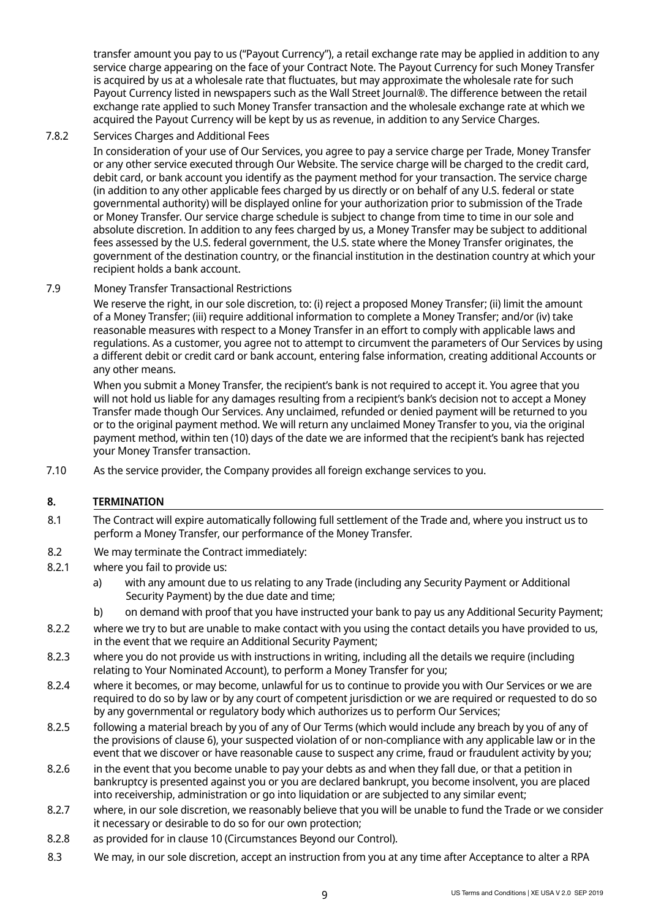transfer amount you pay to us ("Payout Currency"), a retail exchange rate may be applied in addition to any service charge appearing on the face of your Contract Note. The Payout Currency for such Money Transfer is acquired by us at a wholesale rate that fluctuates, but may approximate the wholesale rate for such Payout Currency listed in newspapers such as the Wall Street Journal®. The difference between the retail exchange rate applied to such Money Transfer transaction and the wholesale exchange rate at which we acquired the Payout Currency will be kept by us as revenue, in addition to any Service Charges.

7.8.2 Services Charges and Additional Fees

In consideration of your use of Our Services, you agree to pay a service charge per Trade, Money Transfer or any other service executed through Our Website. The service charge will be charged to the credit card, debit card, or bank account you identify as the payment method for your transaction. The service charge (in addition to any other applicable fees charged by us directly or on behalf of any U.S. federal or state governmental authority) will be displayed online for your authorization prior to submission of the Trade or Money Transfer. Our service charge schedule is subject to change from time to time in our sole and absolute discretion. In addition to any fees charged by us, a Money Transfer may be subject to additional fees assessed by the U.S. federal government, the U.S. state where the Money Transfer originates, the government of the destination country, or the financial institution in the destination country at which your recipient holds a bank account.

7.9 Money Transfer Transactional Restrictions

We reserve the right, in our sole discretion, to: (i) reject a proposed Money Transfer; (ii) limit the amount of a Money Transfer; (iii) require additional information to complete a Money Transfer; and/or (iv) take reasonable measures with respect to a Money Transfer in an effort to comply with applicable laws and regulations. As a customer, you agree not to attempt to circumvent the parameters of Our Services by using a different debit or credit card or bank account, entering false information, creating additional Accounts or any other means.

When you submit a Money Transfer, the recipient's bank is not required to accept it. You agree that you will not hold us liable for any damages resulting from a recipient's bank's decision not to accept a Money Transfer made though Our Services. Any unclaimed, refunded or denied payment will be returned to you or to the original payment method. We will return any unclaimed Money Transfer to you, via the original payment method, within ten (10) days of the date we are informed that the recipient's bank has rejected your Money Transfer transaction.

7.10 As the service provider, the Company provides all foreign exchange services to you.

## 8. TERMINATION

8.1 The Contract will expire automatically following full settlement of the Trade and, where you instruct us to perform a Money Transfer, our performance of the Money Transfer.

8.2 We may terminate the Contract immediately:

8.2.1 where you fail to provide us:

a) with any amount due to us relating to any Trade (including any Security Payment or Additional Security Payment) by the due date and time;

b) on demand with proof that you have instructed your bank to pay us any Additional Security Payment;

8.2.2 where we try to but are unable to make contact with you using the contact details you have provided to us, in the event that we require an Additional Security Payment;

8.2.3 where you do not provide us with instructions in writing, including all the details we require (including relating to Your Nominated Account), to perform a Money Transfer for you;

8.2.4 where it becomes, or may become, unlawful for us to continue to provide you with Our Services or we are required to do so by law or by any court of competent jurisdiction or we are required or requested to do so by any governmental or regulatory body which authorizes us to perform Our Services;

8.2.5 following a material breach by you of any of Our Terms (which would include any breach by you of any of the provisions of clause 6), your suspected violation of or non-compliance with any applicable law or in the event that we discover or have reasonable cause to suspect any crime, fraud or fraudulent activity by you;

8.2.6 in the event that you become unable to pay your debts as and when they fall due, or that a petition in bankruptcy is presented against you or you are declared bankrupt, you become insolvent, you are placed into receivership, administration or go into liquidation or are subjected to any similar event;

8.2.7 where, in our sole discretion, we reasonably believe that you will be unable to fund the Trade or we consider it necessary or desirable to do so for our own protection;

8.2.8 as provided for in clause 10 (Circumstances Beyond our Control).

8.3 We may, in our sole discretion, accept an instruction from you at any time after Acceptance to alter a RPA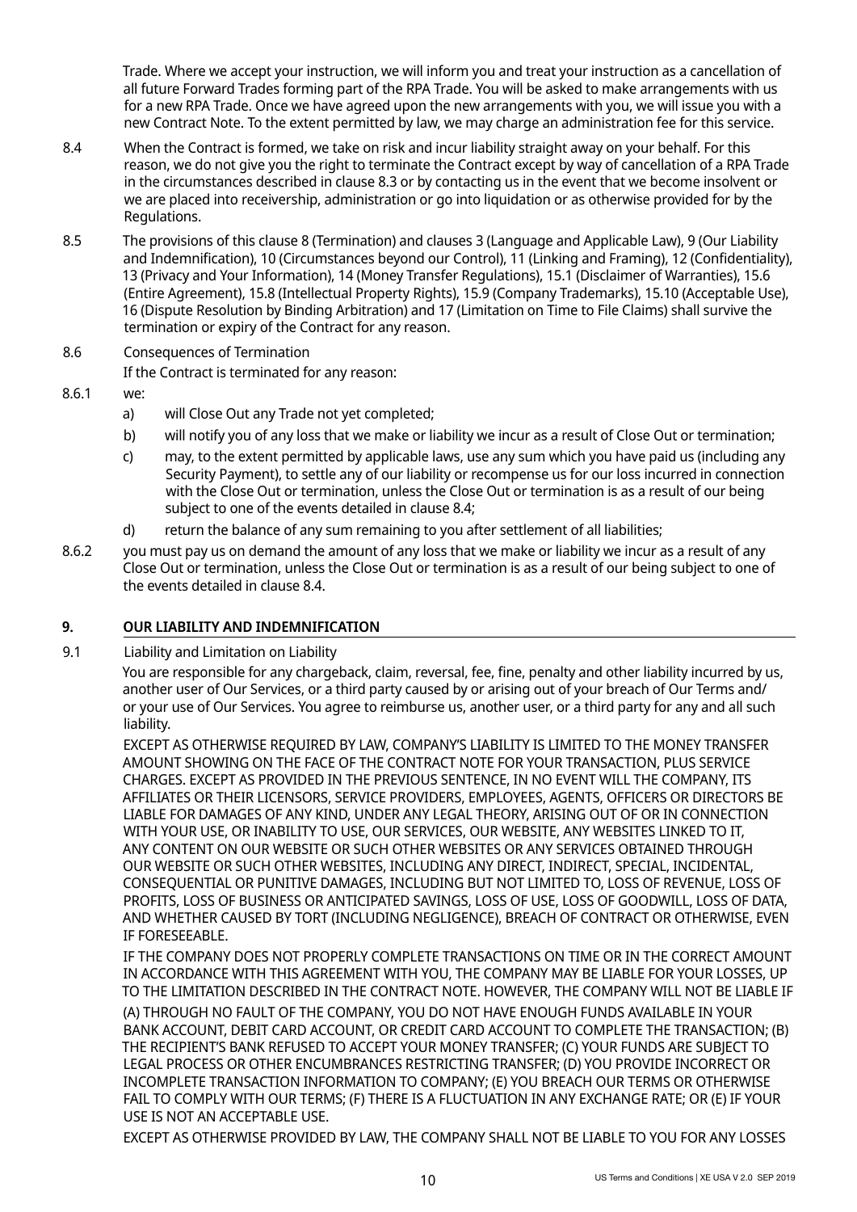Trade. Where we accept your instruction, we will inform you and treat your instruction as a cancellation of all future Forward Trades forming part of the RPA Trade. You will be asked to make arrangements with us for a new RPA Trade. Once we have agreed upon the new arrangements with you, we will issue you with a new Contract Note. To the extent permitted by law, we may charge an administration fee for this service.

8.4 When the Contract is formed, we take on risk and incur liability straight away on your behalf. For this reason, we do not give you the right to terminate the Contract except by way of cancellation of a RPA Trade in the circumstances described in clause 8.3 or by contacting us in the event that we become insolvent or we are placed into receivership, administration or go into liquidation or as otherwise provided for by the Regulations.

8.5 The provisions of this clause 8 (Termination) and clauses 3 (Language and Applicable Law), 9 (Our Liability and Indemnification), 10 (Circumstances beyond our Control), 11 (Linking and Framing), 12 (Confidentiality), 13 (Privacy and Your Information), 14 (Money Transfer Regulations), 15.1 (Disclaimer of Warranties), 15.6 (Entire Agreement), 15.8 (Intellectual Property Rights), 15.9 (Company Trademarks), 15.10 (Acceptable Use), 16 (Dispute Resolution by Binding Arbitration) and 17 (Limitation on Time to File Claims) shall survive the termination or expiry of the Contract for any reason.

8.6 Consequences of Termination

If the Contract is terminated for any reason:

8.6.1 we:

a) will Close Out any Trade not yet completed;

b) will notify you of any loss that we make or liability we incur as a result of Close Out or termination;

c) may, to the extent permitted by applicable laws, use any sum which you have paid us (including any Security Payment), to settle any of our liability or recompense us for our loss incurred in connection with the Close Out or termination, unless the Close Out or termination is as a result of our being subject to one of the events detailed in clause 8.4;

d) return the balance of any sum remaining to you after settlement of all liabilities;

8.6.2 you must pay us on demand the amount of any loss that we make or liability we incur as a result of any Close Out or termination, unless the Close Out or termination is as a result of our being subject to one of the events detailed in clause 8.4.

## 9. OUR LIABILITY AND INDEMNIFICATION

9.1 Liability and Limitation on Liability

You are responsible for any chargeback, claim, reversal, fee, fine, penalty and other liability incurred by us, another user of Our Services, or a third party caused by or arising out of your breach of Our Terms and/or your use of Our Services. You agree to reimburse us, another user, or a third party for any and all such liability.

EXCEPT AS OTHERWISE REQUIRED BY LAW, COMPANY'S LIABILITY IS LIMITED TO THE MONEY TRANSFER AMOUNT SHOWING ON THE FACE OF THE CONTRACT NOTE FOR YOUR TRANSACTION, PLUS SERVICE CHARGES. EXCEPT AS PROVIDED IN THE PREVIOUS SENTENCE, IN NO EVENT WILL THE COMPANY, ITS AFFILIATES OR THEIR LICENSORS, SERVICE PROVIDERS, EMPLOYEES, AGENTS, OFFICERS OR DIRECTORS BE LIABLE FOR DAMAGES OF ANY KIND, UNDER ANY LEGAL THEORY, ARISING OUT OF OR IN CONNECTION WITH YOUR USE, OR INABILITY TO USE, OUR SERVICES, OUR WEBSITE, ANY WEBSITES LINKED TO IT, ANY CONTENT ON OUR WEBSITE OR SUCH OTHER WEBSITES OR ANY SERVICES OBTAINED THROUGH OUR WEBSITE OR SUCH OTHER WEBSITES, INCLUDING ANY DIRECT, INDIRECT, SPECIAL, INCIDENTAL, CONSEQUENTIAL OR PUNITIVE DAMAGES, INCLUDING BUT NOT LIMITED TO, LOSS OF REVENUE, LOSS OF PROFITS, LOSS OF BUSINESS OR ANTICIPATED SAVINGS, LOSS OF USE, LOSS OF GOODWILL, LOSS OF DATA, AND WHETHER CAUSED BY TORT (INCLUDING NEGLIGENCE), BREACH OF CONTRACT OR OTHERWISE, EVEN IF FORESEEABLE.

IF THE COMPANY DOES NOT PROPERLY COMPLETE TRANSACTIONS ON TIME OR IN THE CORRECT AMOUNT IN ACCORDANCE WITH THIS AGREEMENT WITH YOU, THE COMPANY MAY BE LIABLE FOR YOUR LOSSES, UP TO THE LIMITATION DESCRIBED IN THE CONTRACT NOTE. HOWEVER, THE COMPANY WILL NOT BE LIABLE IF (A) THROUGH NO FAULT OF THE COMPANY, YOU DO NOT HAVE ENOUGH FUNDS AVAILABLE IN YOUR BANK ACCOUNT, DEBIT CARD ACCOUNT, OR CREDIT CARD ACCOUNT TO COMPLETE THE TRANSACTION; (B) THE RECIPIENT'S BANK REFUSED TO ACCEPT YOUR MONEY TRANSFER; (C) YOUR FUNDS ARE SUBJECT TO LEGAL PROCESS OR OTHER ENCUMBRANCES RESTRICTING TRANSFER; (D) YOU PROVIDE INCORRECT OR INCOMPLETE TRANSACTION INFORMATION TO COMPANY; (E) YOU BREACH OUR TERMS OR OTHERWISE FAIL TO COMPLY WITH OUR TERMS; (F) THERE IS A FLUCTUATION IN ANY EXCHANGE RATE; OR (E) IF YOUR USE IS NOT AN ACCEPTABLE USE.

EXCEPT AS OTHERWISE PROVIDED BY LAW, THE COMPANY SHALL NOT BE LIABLE TO YOU FOR ANY LOSSES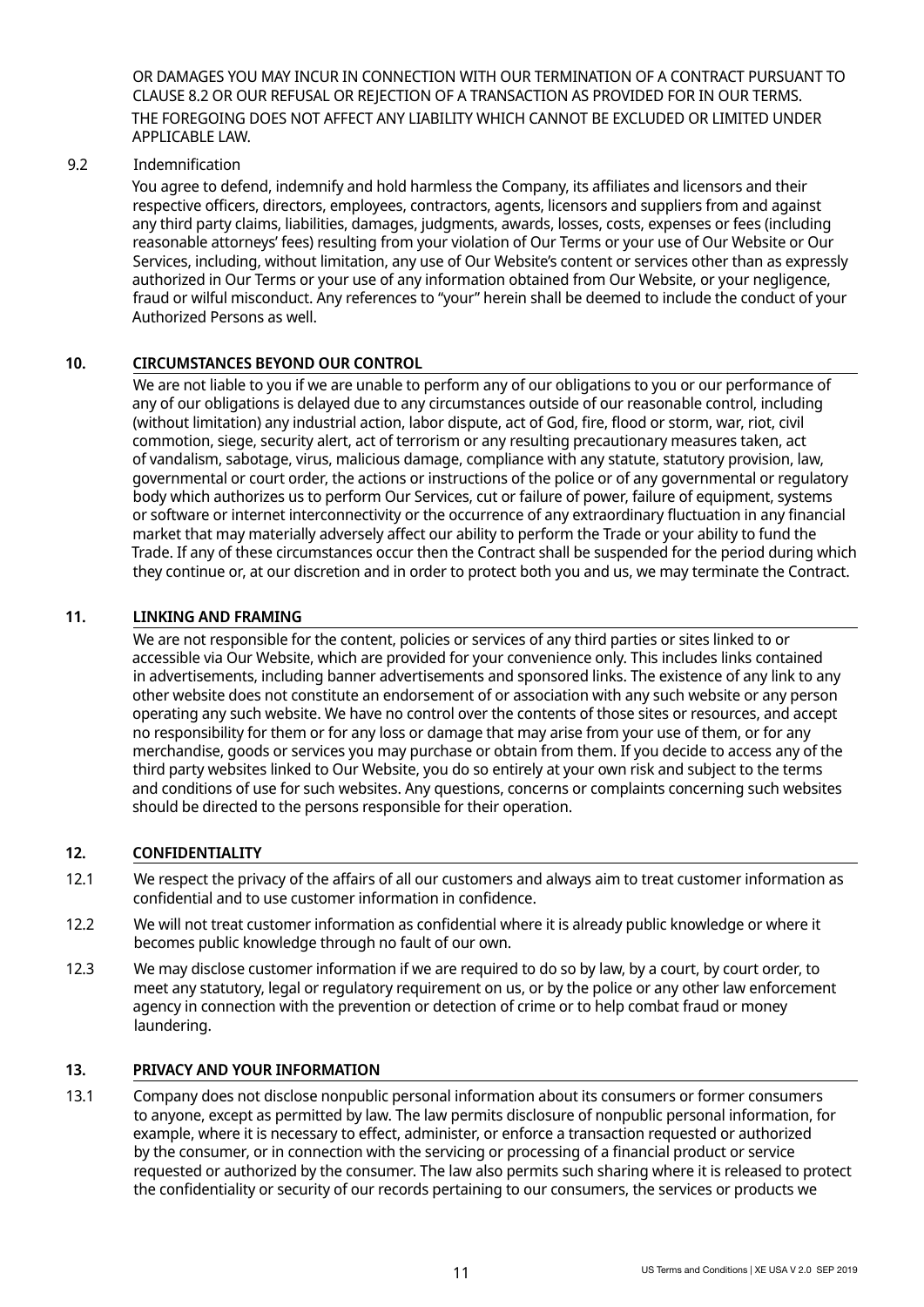OR DAMAGES YOU MAY INCUR IN CONNECTION WITH OUR TERMINATION OF A CONTRACT PURSUANT TO CLAUSE 8.2 OR OUR REFUSAL OR REJECTION OF A TRANSACTION AS PROVIDED FOR IN OUR TERMS. THE FOREGOING DOES NOT AFFECT ANY LIABILITY WHICH CANNOT BE EXCLUDED OR LIMITED UNDER APPLICABLE LAW.

9.2 Indemnification

You agree to defend, indemnify and hold harmless the Company, its affiliates and licensors and their respective officers, directors, employees, contractors, agents, licensors and suppliers from and against any third party claims, liabilities, damages, judgments, awards, losses, costs, expenses or fees (including reasonable attorneys' fees) resulting from your violation of Our Terms or your use of Our Website or Our Services, including, without limitation, any use of Our Website's content or services other than as expressly authorized in Our Terms or your use of any information obtained from Our Website, or your negligence, fraud or wilful misconduct. Any references to "your" herein shall be deemed to include the conduct of your Authorized Persons as well.

## 10. CIRCUMSTANCES BEYOND OUR CONTROL

We are not liable to you if we are unable to perform any of our obligations to you or our performance of any of our obligations is delayed due to any circumstances outside of our reasonable control, including (without limitation) any industrial action, labor dispute, act of God, fire, flood or storm, war, riot, civil commotion, siege, security alert, act of terrorism or any resulting precautionary measures taken, act of vandalism, sabotage, virus, malicious damage, compliance with any statute, statutory provision, law, governmental or court order, the actions or instructions of the police or of any governmental or regulatory body which authorizes us to perform Our Services, cut or failure of power, failure of equipment, systems or software or internet interconnectivity or the occurrence of any extraordinary fluctuation in any financial market that may materially adversely affect our ability to perform the Trade or your ability to fund the Trade. If any of these circumstances occur then the Contract shall be suspended for the period during which they continue or, at our discretion and in order to protect both you and us, we may terminate the Contract.

## 11. LINKING AND FRAMING

We are not responsible for the content, policies or services of any third parties or sites linked to or accessible via Our Website, which are provided for your convenience only. This includes links contained in advertisements, including banner advertisements and sponsored links. The existence of any link to any other website does not constitute an endorsement of or association with any such website or any person operating any such website. We have no control over the contents of those sites or resources, and accept no responsibility for them or for any loss or damage that may arise from your use of them, or for any merchandise, goods or services you may purchase or obtain from them. If you decide to access any of the third party websites linked to Our Website, you do so entirely at your own risk and subject to the terms and conditions of use for such websites. Any questions, concerns or complaints concerning such websites should be directed to the persons responsible for their operation.

## 12. CONFIDENTIALITY

12.1 We respect the privacy of the affairs of all our customers and always aim to treat customer information as confidential and to use customer information in confidence.

12.2 We will not treat customer information as confidential where it is already public knowledge or where it becomes public knowledge through no fault of our own.

12.3 We may disclose customer information if we are required to do so by law, by a court, by court order, to meet any statutory, legal or regulatory requirement on us, or by the police or any other law enforcement agency in connection with the prevention or detection of crime or to help combat fraud or money laundering.

## 13. PRIVACY AND YOUR INFORMATION

13.1 Company does not disclose nonpublic personal information about its consumers or former consumers to anyone, except as permitted by law. The law permits disclosure of nonpublic personal information, for example, where it is necessary to effect, administer, or enforce a transaction requested or authorized by the consumer, or in connection with the servicing or processing of a financial product or service requested or authorized by the consumer. The law also permits such sharing where it is released to protect the confidentiality or security of our records pertaining to our consumers, the services or products we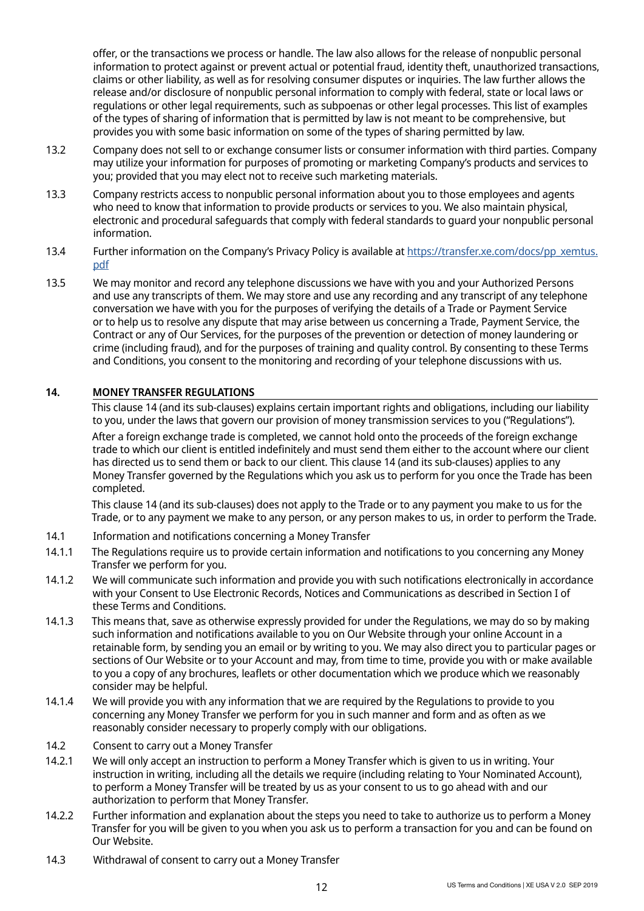offer, or the transactions we process or handle. The law also allows for the release of nonpublic personal information to protect against or prevent actual or potential fraud, identity theft, unauthorized transactions, claims or other liability, as well as for resolving consumer disputes or inquiries. The law further allows the release and/or disclosure of nonpublic personal information to comply with federal, state or local laws or regulations or other legal requirements, such as subpoenas or other legal processes. This list of examples of the types of sharing of information that is permitted by law is not meant to be comprehensive, but provides you with some basic information on some of the types of sharing permitted by law.

13.2 Company does not sell to or exchange consumer lists or consumer information with third parties. Company may utilize your information for purposes of promoting or marketing Company's products and services to you; provided that you may elect not to receive such marketing materials.

13.3 Company restricts access to nonpublic personal information about you to those employees and agents who need to know that information to provide products or services to you. We also maintain physical, electronic and procedural safeguards that comply with federal standards to guard your nonpublic personal information.

13.4 Further information on the Company's Privacy Policy is available at [https://transfer.xe.com/docs/pp_xemtus.pdf](https://transfer.xe.com/docs/pp_xemtus.pdf)

13.5 We may monitor and record any telephone discussions we have with you and your Authorized Persons and use any transcripts of them. We may store and use any recording and any transcript of any telephone conversation we have with you for the purposes of verifying the details of a Trade or Payment Service or to help us to resolve any dispute that may arise between us concerning a Trade, Payment Service, the Contract or any of Our Services, for the purposes of the prevention or detection of money laundering or crime (including fraud), and for the purposes of training and quality control. By consenting to these Terms and Conditions, you consent to the monitoring and recording of your telephone discussions with us.

## 14. MONEY TRANSFER REGULATIONS

This clause 14 (and its sub-clauses) explains certain important rights and obligations, including our liability to you, under the laws that govern our provision of money transmission services to you ("Regulations").

After a foreign exchange trade is completed, we cannot hold onto the proceeds of the foreign exchange trade to which our client is entitled indefinitely and must send them either to the account where our client has directed us to send them or back to our client. This clause 14 (and its sub-clauses) applies to any Money Transfer governed by the Regulations which you ask us to perform for you once the Trade has been completed.

This clause 14 (and its sub-clauses) does not apply to the Trade or to any payment you make to us for the Trade, or to any payment we make to any person, or any person makes to us, in order to perform the Trade.

14.1 Information and notifications concerning a Money Transfer

14.1.1 The Regulations require us to provide certain information and notifications to you concerning any Money Transfer we perform for you.

14.1.2 We will communicate such information and provide you with such notifications electronically in accordance with your Consent to Use Electronic Records, Notices and Communications as described in Section I of these Terms and Conditions.

14.1.3 This means that, save as otherwise expressly provided for under the Regulations, we may do so by making such information and notifications available to you on Our Website through your online Account in a retainable form, by sending you an email or by writing to you. We may also direct you to particular pages or sections of Our Website or to your Account and may, from time to time, provide you with or make available to you a copy of any brochures, leaflets or other documentation which we produce which we reasonably consider may be helpful.

14.1.4 We will provide you with any information that we are required by the Regulations to provide to you concerning any Money Transfer we perform for you in such manner and form and as often as we reasonably consider necessary to properly comply with our obligations.

14.2 Consent to carry out a Money Transfer

14.2.1 We will only accept an instruction to perform a Money Transfer which is given to us in writing. Your instruction in writing, including all the details we require (including relating to Your Nominated Account), to perform a Money Transfer will be treated by us as your consent to us to go ahead with and our authorization to perform that Money Transfer.

14.2.2 Further information and explanation about the steps you need to take to authorize us to perform a Money Transfer for you will be given to you when you ask us to perform a transaction for you and can be found on Our Website.

14.3 Withdrawal of consent to carry out a Money Transfer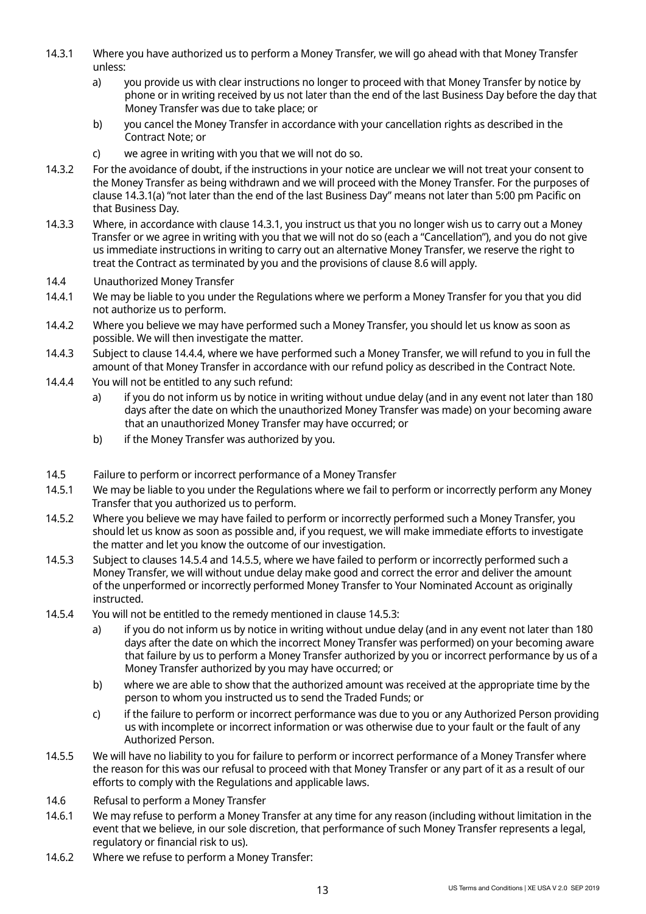14.3.1 Where you have authorized us to perform a Money Transfer, we will go ahead with that Money Transfer unless:

a) you provide us with clear instructions no longer to proceed with that Money Transfer by notice by phone or in writing received by us not later than the end of the last Business Day before the day that Money Transfer was due to take place; or

b) you cancel the Money Transfer in accordance with your cancellation rights as described in the Contract Note; or

c) we agree in writing with you that we will not do so.

14.3.2 For the avoidance of doubt, if the instructions in your notice are unclear we will not treat your consent to the Money Transfer as being withdrawn and we will proceed with the Money Transfer. For the purposes of clause 14.3.1(a) "not later than the end of the last Business Day" means not later than 5:00 pm Pacific on that Business Day.

14.3.3 Where, in accordance with clause 14.3.1, you instruct us that you no longer wish us to carry out a Money Transfer or we agree in writing with you that we will not do so (each a "Cancellation"), and you do not give us immediate instructions in writing to carry out an alternative Money Transfer, we reserve the right to treat the Contract as terminated by you and the provisions of clause 8.6 will apply.

14.4 Unauthorized Money Transfer

14.4.1 We may be liable to you under the Regulations where we perform a Money Transfer for you that you did not authorize us to perform.

14.4.2 Where you believe we may have performed such a Money Transfer, you should let us know as soon as possible. We will then investigate the matter.

14.4.3 Subject to clause 14.4.4, where we have performed such a Money Transfer, we will refund to you in full the amount of that Money Transfer in accordance with our refund policy as described in the Contract Note.

14.4.4 You will not be entitled to any such refund:

a) if you do not inform us by notice in writing without undue delay (and in any event not later than 180 days after the date on which the unauthorized Money Transfer was made) on your becoming aware that an unauthorized Money Transfer may have occurred; or

b) if the Money Transfer was authorized by you.

14.5 Failure to perform or incorrect performance of a Money Transfer

14.5.1 We may be liable to you under the Regulations where we fail to perform or incorrectly perform any Money Transfer that you authorized us to perform.

14.5.2 Where you believe we may have failed to perform or incorrectly performed such a Money Transfer, you should let us know as soon as possible and, if you request, we will make immediate efforts to investigate the matter and let you know the outcome of our investigation.

14.5.3 Subject to clauses 14.5.4 and 14.5.5, where we have failed to perform or incorrectly performed such a Money Transfer, we will without undue delay make good and correct the error and deliver the amount of the unperformed or incorrectly performed Money Transfer to Your Nominated Account as originally instructed.

14.5.4 You will not be entitled to the remedy mentioned in clause 14.5.3:

a) if you do not inform us by notice in writing without undue delay (and in any event not later than 180 days after the date on which the incorrect Money Transfer was performed) on your becoming aware that failure by us to perform a Money Transfer authorized by you or incorrect performance by us of a Money Transfer authorized by you may have occurred; or

b) where we are able to show that the authorized amount was received at the appropriate time by the person to whom you instructed us to send the Traded Funds; or

c) if the failure to perform or incorrect performance was due to you or any Authorized Person providing us with incomplete or incorrect information or was otherwise due to your fault or the fault of any Authorized Person.

14.5.5 We will have no liability to you for failure to perform or incorrect performance of a Money Transfer where the reason for this was our refusal to proceed with that Money Transfer or any part of it as a result of our efforts to comply with the Regulations and applicable laws.

14.6 Refusal to perform a Money Transfer

14.6.1 We may refuse to perform a Money Transfer at any time for any reason (including without limitation in the event that we believe, in our sole discretion, that performance of such Money Transfer represents a legal, regulatory or financial risk to us).

14.6.2 Where we refuse to perform a Money Transfer: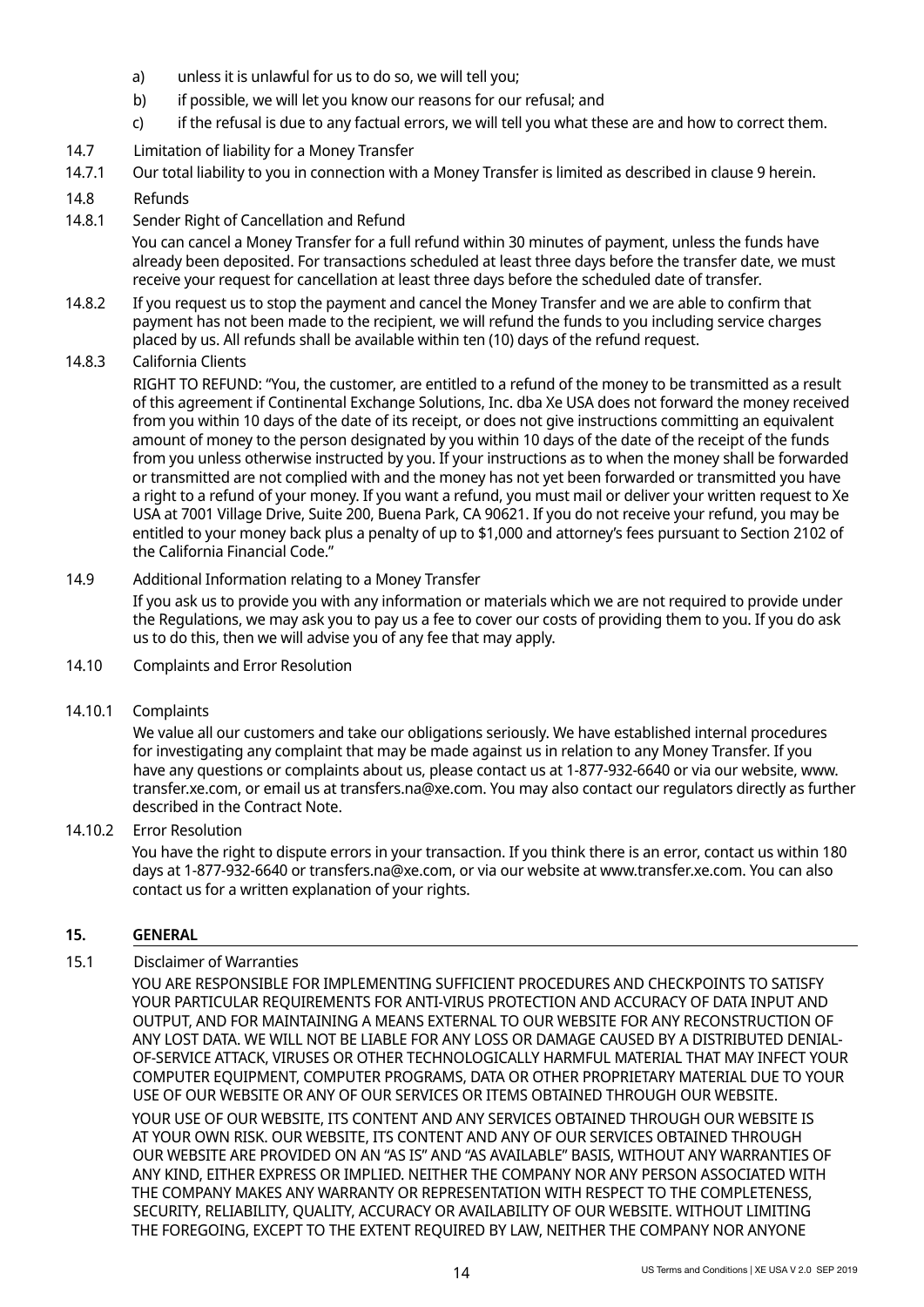a) unless it is unlawful for us to do so, we will tell you;

b) if possible, we will let you know our reasons for our refusal; and

c) if the refusal is due to any factual errors, we will tell you what these are and how to correct them.

14.7 Limitation of liability for a Money Transfer

14.7.1 Our total liability to you in connection with a Money Transfer is limited as described in clause 9 herein.

14.8 Refunds

14.8.1 Sender Right of Cancellation and Refund

You can cancel a Money Transfer for a full refund within 30 minutes of payment, unless the funds have already been deposited. For transactions scheduled at least three days before the transfer date, we must receive your request for cancellation at least three days before the scheduled date of transfer.

14.8.2 If you request us to stop the payment and cancel the Money Transfer and we are able to confirm that payment has not been made to the recipient, we will refund the funds to you including service charges placed by us. All refunds shall be available within ten (10) days of the refund request.

14.8.3 California Clients

RIGHT TO REFUND: "You, the customer, are entitled to a refund of the money to be transmitted as a result of this agreement if Continental Exchange Solutions, Inc. dba Xe USA does not forward the money received from you within 10 days of the date of its receipt, or does not give instructions committing an equivalent amount of money to the person designated by you within 10 days of the date of the receipt of the funds from you unless otherwise instructed by you. If your instructions as to when the money shall be forwarded or transmitted are not complied with and the money has not yet been forwarded or transmitted you have a right to a refund of your money. If you want a refund, you must mail or deliver your written request to Xe USA at 7001 Village Drive, Suite 200, Buena Park, CA 90621. If you do not receive your refund, you may be entitled to your money back plus a penalty of up to $1,000 and attorney's fees pursuant to Section 2102 of the California Financial Code."

14.9 Additional Information relating to a Money Transfer

If you ask us to provide you with any information or materials which we are not required to provide under the Regulations, we may ask you to pay us a fee to cover our costs of providing them to you. If you do ask us to do this, then we will advise you of any fee that may apply.

14.10 Complaints and Error Resolution

14.10.1 Complaints

We value all our customers and take our obligations seriously. We have established internal procedures for investigating any complaint that may be made against us in relation to any Money Transfer. If you have any questions or complaints about us, please contact us at 1-877-932-6640 or via our website, www.transfer.xe.com, or email us at transfers.na@xe.com. You may also contact our regulators directly as further described in the Contract Note.

14.10.2 Error Resolution

You have the right to dispute errors in your transaction. If you think there is an error, contact us within 180 days at 1-877-932-6640 or transfers.na@xe.com, or via our website at www.transfer.xe.com. You can also contact us for a written explanation of your rights.

## 15. GENERAL

15.1 Disclaimer of Warranties

YOU ARE RESPONSIBLE FOR IMPLEMENTING SUFFICIENT PROCEDURES AND CHECKPOINTS TO SATISFY YOUR PARTICULAR REQUIREMENTS FOR ANTI-VIRUS PROTECTION AND ACCURACY OF DATA INPUT AND OUTPUT, AND FOR MAINTAINING A MEANS EXTERNAL TO OUR WEBSITE FOR ANY RECONSTRUCTION OF ANY LOST DATA. WE WILL NOT BE LIABLE FOR ANY LOSS OR DAMAGE CAUSED BY A DISTRIBUTED DENIAL-OF-SERVICE ATTACK, VIRUSES OR OTHER TECHNOLOGICALLY HARMFUL MATERIAL THAT MAY INFECT YOUR COMPUTER EQUIPMENT, COMPUTER PROGRAMS, DATA OR OTHER PROPRIETARY MATERIAL DUE TO YOUR USE OF OUR WEBSITE OR ANY OF OUR SERVICES OR ITEMS OBTAINED THROUGH OUR WEBSITE.

YOUR USE OF OUR WEBSITE, ITS CONTENT AND ANY SERVICES OBTAINED THROUGH OUR WEBSITE IS AT YOUR OWN RISK. OUR WEBSITE, ITS CONTENT AND ANY OF OUR SERVICES OBTAINED THROUGH OUR WEBSITE ARE PROVIDED ON AN "AS IS" AND "AS AVAILABLE" BASIS, WITHOUT ANY WARRANTIES OF ANY KIND, EITHER EXPRESS OR IMPLIED. NEITHER THE COMPANY NOR ANY PERSON ASSOCIATED WITH THE COMPANY MAKES ANY WARRANTY OR REPRESENTATION WITH RESPECT TO THE COMPLETENESS, SECURITY, RELIABILITY, QUALITY, ACCURACY OR AVAILABILITY OF OUR WEBSITE. WITHOUT LIMITING THE FOREGOING, EXCEPT TO THE EXTENT REQUIRED BY LAW, NEITHER THE COMPANY NOR ANYONE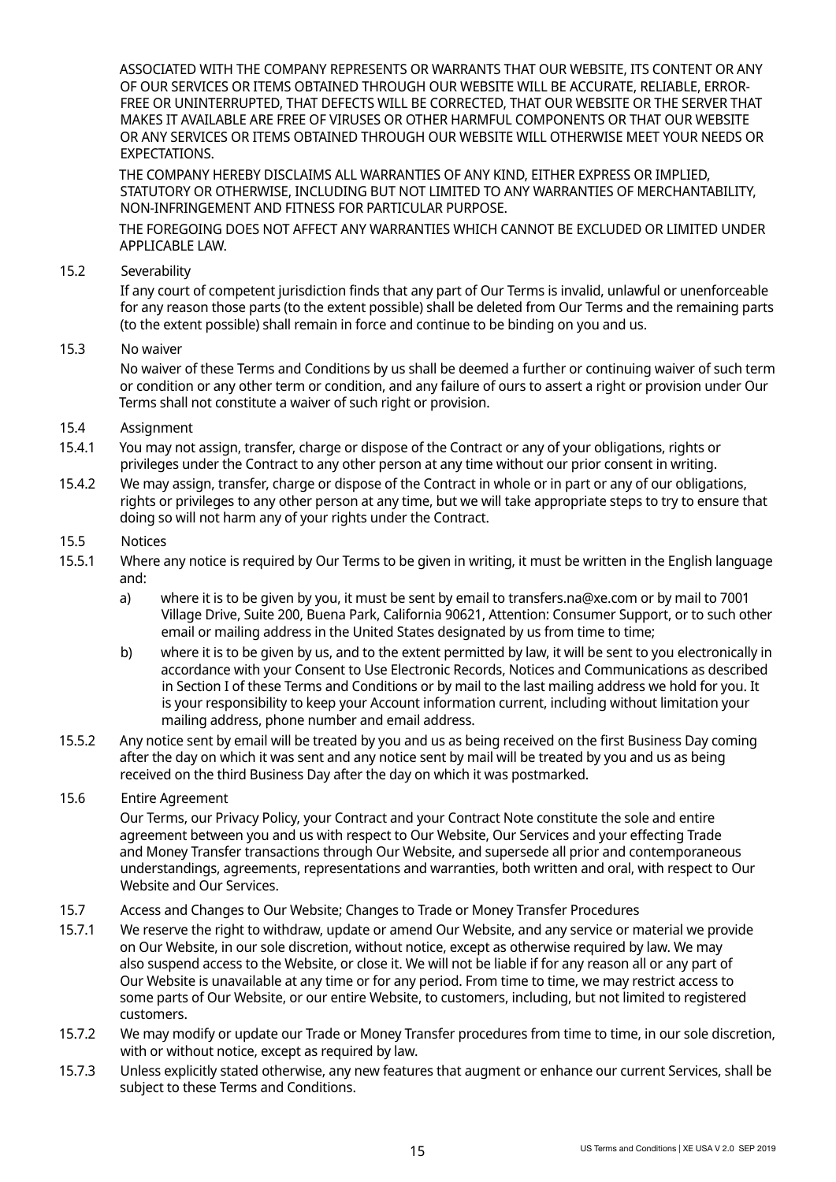ASSOCIATED WITH THE COMPANY REPRESENTS OR WARRANTS THAT OUR WEBSITE, ITS CONTENT OR ANY OF OUR SERVICES OR ITEMS OBTAINED THROUGH OUR WEBSITE WILL BE ACCURATE, RELIABLE, ERROR-FREE OR UNINTERRUPTED, THAT DEFECTS WILL BE CORRECTED, THAT OUR WEBSITE OR THE SERVER THAT MAKES IT AVAILABLE ARE FREE OF VIRUSES OR OTHER HARMFUL COMPONENTS OR THAT OUR WEBSITE OR ANY SERVICES OR ITEMS OBTAINED THROUGH OUR WEBSITE WILL OTHERWISE MEET YOUR NEEDS OR EXPECTATIONS.

THE COMPANY HEREBY DISCLAIMS ALL WARRANTIES OF ANY KIND, EITHER EXPRESS OR IMPLIED, STATUTORY OR OTHERWISE, INCLUDING BUT NOT LIMITED TO ANY WARRANTIES OF MERCHANTABILITY, NON-INFRINGEMENT AND FITNESS FOR PARTICULAR PURPOSE.

THE FOREGOING DOES NOT AFFECT ANY WARRANTIES WHICH CANNOT BE EXCLUDED OR LIMITED UNDER APPLICABLE LAW.

15.2 Severability

If any court of competent jurisdiction finds that any part of Our Terms is invalid, unlawful or unenforceable for any reason those parts (to the extent possible) shall be deleted from Our Terms and the remaining parts (to the extent possible) shall remain in force and continue to be binding on you and us.

15.3 No waiver

No waiver of these Terms and Conditions by us shall be deemed a further or continuing waiver of such term or condition or any other term or condition, and any failure of ours to assert a right or provision under Our Terms shall not constitute a waiver of such right or provision.

15.4 Assignment

15.4.1 You may not assign, transfer, charge or dispose of the Contract or any of your obligations, rights or privileges under the Contract to any other person at any time without our prior consent in writing.

15.4.2 We may assign, transfer, charge or dispose of the Contract in whole or in part or any of our obligations, rights or privileges to any other person at any time, but we will take appropriate steps to try to ensure that doing so will not harm any of your rights under the Contract.

15.5 Notices

15.5.1 Where any notice is required by Our Terms to be given in writing, it must be written in the English language and:

a) where it is to be given by you, it must be sent by email to transfers.na@xe.com or by mail to 7001 Village Drive, Suite 200, Buena Park, California 90621, Attention: Consumer Support, or to such other email or mailing address in the United States designated by us from time to time;

b) where it is to be given by us, and to the extent permitted by law, it will be sent to you electronically in accordance with your Consent to Use Electronic Records, Notices and Communications as described in Section I of these Terms and Conditions or by mail to the last mailing address we hold for you. It is your responsibility to keep your Account information current, including without limitation your mailing address, phone number and email address.

15.5.2 Any notice sent by email will be treated by you and us as being received on the first Business Day coming after the day on which it was sent and any notice sent by mail will be treated by you and us as being received on the third Business Day after the day on which it was postmarked.

15.6 Entire Agreement

Our Terms, our Privacy Policy, your Contract and your Contract Note constitute the sole and entire agreement between you and us with respect to Our Website, Our Services and your effecting Trade and Money Transfer transactions through Our Website, and supersede all prior and contemporaneous understandings, agreements, representations and warranties, both written and oral, with respect to Our Website and Our Services.

15.7 Access and Changes to Our Website; Changes to Trade or Money Transfer Procedures

15.7.1 We reserve the right to withdraw, update or amend Our Website, and any service or material we provide on Our Website, in our sole discretion, without notice, except as otherwise required by law. We may also suspend access to the Website, or close it. We will not be liable if for any reason all or any part of Our Website is unavailable at any time or for any period. From time to time, we may restrict access to some parts of Our Website, or our entire Website, to customers, including, but not limited to registered customers.

15.7.2 We may modify or update our Trade or Money Transfer procedures from time to time, in our sole discretion, with or without notice, except as required by law.

15.7.3 Unless explicitly stated otherwise, any new features that augment or enhance our current Services, shall be subject to these Terms and Conditions.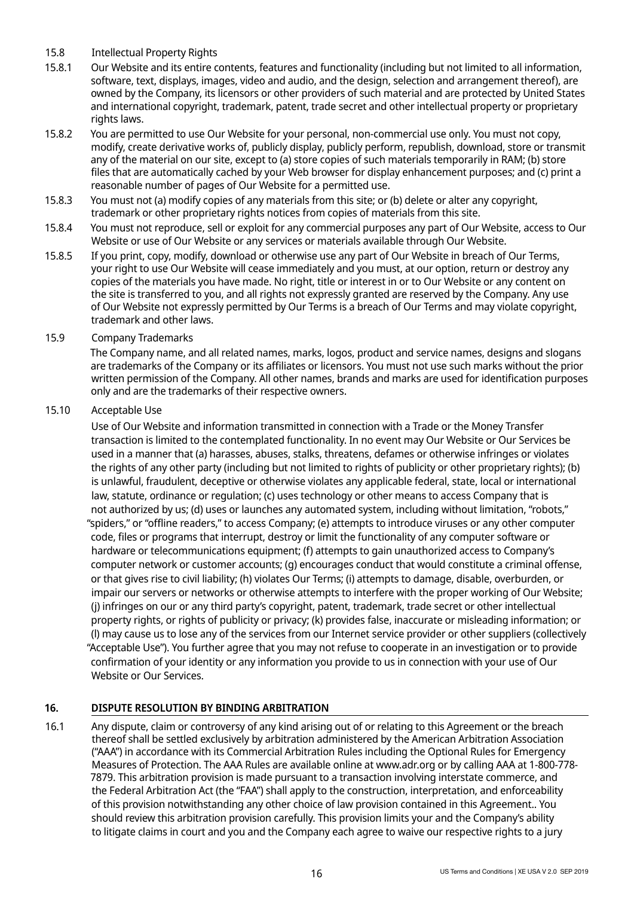15.8 Intellectual Property Rights

15.8.1 Our Website and its entire contents, features and functionality (including but not limited to all information, software, text, displays, images, video and audio, and the design, selection and arrangement thereof), are owned by the Company, its licensors or other providers of such material and are protected by United States and international copyright, trademark, patent, trade secret and other intellectual property or proprietary rights laws.

15.8.2 You are permitted to use Our Website for your personal, non-commercial use only. You must not copy, modify, create derivative works of, publicly display, publicly perform, republish, download, store or transmit any of the material on our site, except to (a) store copies of such materials temporarily in RAM; (b) store files that are automatically cached by your Web browser for display enhancement purposes; and (c) print a reasonable number of pages of Our Website for a permitted use.

15.8.3 You must not (a) modify copies of any materials from this site; or (b) delete or alter any copyright, trademark or other proprietary rights notices from copies of materials from this site.

15.8.4 You must not reproduce, sell or exploit for any commercial purposes any part of Our Website, access to Our Website or use of Our Website or any services or materials available through Our Website.

15.8.5 If you print, copy, modify, download or otherwise use any part of Our Website in breach of Our Terms, your right to use Our Website will cease immediately and you must, at our option, return or destroy any copies of the materials you have made. No right, title or interest in or to Our Website or any content on the site is transferred to you, and all rights not expressly granted are reserved by the Company. Any use of Our Website not expressly permitted by Our Terms is a breach of Our Terms and may violate copyright, trademark and other laws.

15.9 Company Trademarks

The Company name, and all related names, marks, logos, product and service names, designs and slogans are trademarks of the Company or its affiliates or licensors. You must not use such marks without the prior written permission of the Company. All other names, brands and marks are used for identification purposes only and are the trademarks of their respective owners.

15.10 Acceptable Use

Use of Our Website and information transmitted in connection with a Trade or the Money Transfer transaction is limited to the contemplated functionality. In no event may Our Website or Our Services be used in a manner that (a) harasses, abuses, stalks, threatens, defames or otherwise infringes or violates the rights of any other party (including but not limited to rights of publicity or other proprietary rights); (b) is unlawful, fraudulent, deceptive or otherwise violates any applicable federal, state, local or international law, statute, ordinance or regulation; (c) uses technology or other means to access Company that is not authorized by us; (d) uses or launches any automated system, including without limitation, "robots," "spiders," or "offline readers," to access Company; (e) attempts to introduce viruses or any other computer code, files or programs that interrupt, destroy or limit the functionality of any computer software or hardware or telecommunications equipment; (f) attempts to gain unauthorized access to Company's computer network or customer accounts; (g) encourages conduct that would constitute a criminal offense, or that gives rise to civil liability; (h) violates Our Terms; (i) attempts to damage, disable, overburden, or impair our servers or networks or otherwise attempts to interfere with the proper working of Our Website; (j) infringes on our or any third party's copyright, patent, trademark, trade secret or other intellectual property rights, or rights of publicity or privacy; (k) provides false, inaccurate or misleading information; or (l) may cause us to lose any of the services from our Internet service provider or other suppliers (collectively "Acceptable Use"). You further agree that you may not refuse to cooperate in an investigation or to provide confirmation of your identity or any information you provide to us in connection with your use of Our Website or Our Services.

## 16. DISPUTE RESOLUTION BY BINDING ARBITRATION

16.1 Any dispute, claim or controversy of any kind arising out of or relating to this Agreement or the breach thereof shall be settled exclusively by arbitration administered by the American Arbitration Association ("AAA") in accordance with its Commercial Arbitration Rules including the Optional Rules for Emergency Measures of Protection. The AAA Rules are available online at www.adr.org or by calling AAA at 1-800-778-7879. This arbitration provision is made pursuant to a transaction involving interstate commerce, and the Federal Arbitration Act (the "FAA") shall apply to the construction, interpretation, and enforceability of this provision notwithstanding any other choice of law provision contained in this Agreement.. You should review this arbitration provision carefully. This provision limits your and the Company's ability to litigate claims in court and you and the Company each agree to waive our respective rights to a jury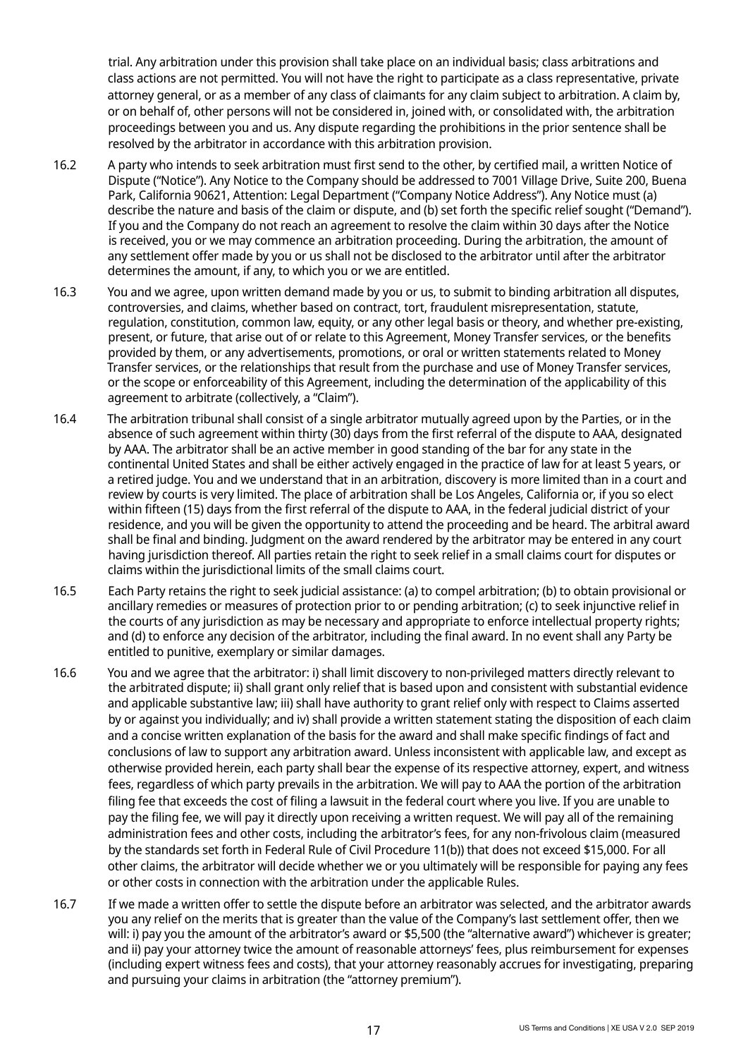trial. Any arbitration under this provision shall take place on an individual basis; class arbitrations and class actions are not permitted. You will not have the right to participate as a class representative, private attorney general, or as a member of any class of claimants for any claim subject to arbitration. A claim by, or on behalf of, other persons will not be considered in, joined with, or consolidated with, the arbitration proceedings between you and us. Any dispute regarding the prohibitions in the prior sentence shall be resolved by the arbitrator in accordance with this arbitration provision.

16.2 A party who intends to seek arbitration must first send to the other, by certified mail, a written Notice of Dispute ("Notice"). Any Notice to the Company should be addressed to 7001 Village Drive, Suite 200, Buena Park, California 90621, Attention: Legal Department ("Company Notice Address"). Any Notice must (a) describe the nature and basis of the claim or dispute, and (b) set forth the specific relief sought ("Demand"). If you and the Company do not reach an agreement to resolve the claim within 30 days after the Notice is received, you or we may commence an arbitration proceeding. During the arbitration, the amount of any settlement offer made by you or us shall not be disclosed to the arbitrator until after the arbitrator determines the amount, if any, to which you or we are entitled.

16.3 You and we agree, upon written demand made by you or us, to submit to binding arbitration all disputes, controversies, and claims, whether based on contract, tort, fraudulent misrepresentation, statute, regulation, constitution, common law, equity, or any other legal basis or theory, and whether pre-existing, present, or future, that arise out of or relate to this Agreement, Money Transfer services, or the benefits provided by them, or any advertisements, promotions, or oral or written statements related to Money Transfer services, or the relationships that result from the purchase and use of Money Transfer services, or the scope or enforceability of this Agreement, including the determination of the applicability of this agreement to arbitrate (collectively, a "Claim").

16.4 The arbitration tribunal shall consist of a single arbitrator mutually agreed upon by the Parties, or in the absence of such agreement within thirty (30) days from the first referral of the dispute to AAA, designated by AAA. The arbitrator shall be an active member in good standing of the bar for any state in the continental United States and shall be either actively engaged in the practice of law for at least 5 years, or a retired judge. You and we understand that in an arbitration, discovery is more limited than in a court and review by courts is very limited. The place of arbitration shall be Los Angeles, California or, if you so elect within fifteen (15) days from the first referral of the dispute to AAA, in the federal judicial district of your residence, and you will be given the opportunity to attend the proceeding and be heard. The arbitral award shall be final and binding. Judgment on the award rendered by the arbitrator may be entered in any court having jurisdiction thereof. All parties retain the right to seek relief in a small claims court for disputes or claims within the jurisdictional limits of the small claims court.

16.5 Each Party retains the right to seek judicial assistance: (a) to compel arbitration; (b) to obtain provisional or ancillary remedies or measures of protection prior to or pending arbitration; (c) to seek injunctive relief in the courts of any jurisdiction as may be necessary and appropriate to enforce intellectual property rights; and (d) to enforce any decision of the arbitrator, including the final award. In no event shall any Party be entitled to punitive, exemplary or similar damages.

16.6 You and we agree that the arbitrator: i) shall limit discovery to non-privileged matters directly relevant to the arbitrated dispute; ii) shall grant only relief that is based upon and consistent with substantial evidence and applicable substantive law; iii) shall have authority to grant relief only with respect to Claims asserted by or against you individually; and iv) shall provide a written statement stating the disposition of each claim and a concise written explanation of the basis for the award and shall make specific findings of fact and conclusions of law to support any arbitration award. Unless inconsistent with applicable law, and except as otherwise provided herein, each party shall bear the expense of its respective attorney, expert, and witness fees, regardless of which party prevails in the arbitration. We will pay to AAA the portion of the arbitration filing fee that exceeds the cost of filing a lawsuit in the federal court where you live. If you are unable to pay the filing fee, we will pay it directly upon receiving a written request. We will pay all of the remaining administration fees and other costs, including the arbitrator's fees, for any non-frivolous claim (measured by the standards set forth in Federal Rule of Civil Procedure 11(b)) that does not exceed $15,000. For all other claims, the arbitrator will decide whether we or you ultimately will be responsible for paying any fees or other costs in connection with the arbitration under the applicable Rules.

16.7 If we made a written offer to settle the dispute before an arbitrator was selected, and the arbitrator awards you any relief on the merits that is greater than the value of the Company's last settlement offer, then we will: i) pay you the amount of the arbitrator's award or $5,500 (the "alternative award") whichever is greater; and ii) pay your attorney twice the amount of reasonable attorneys' fees, plus reimbursement for expenses (including expert witness fees and costs), that your attorney reasonably accrues for investigating, preparing and pursuing your claims in arbitration (the "attorney premium").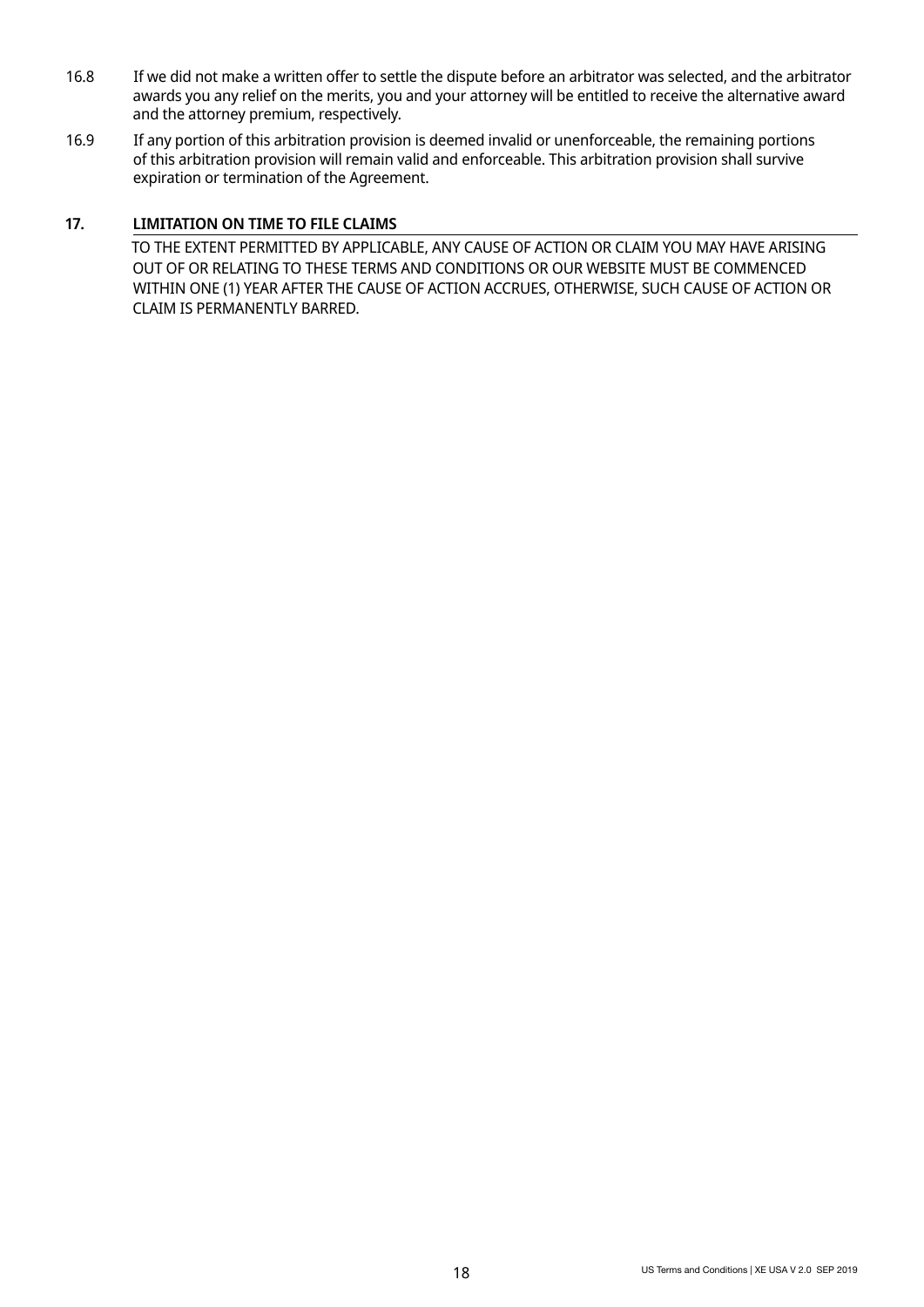16.8 If we did not make a written offer to settle the dispute before an arbitrator was selected, and the arbitrator awards you any relief on the merits, you and your attorney will be entitled to receive the alternative award and the attorney premium, respectively.

16.9 If any portion of this arbitration provision is deemed invalid or unenforceable, the remaining portions of this arbitration provision will remain valid and enforceable. This arbitration provision shall survive expiration or termination of the Agreement.

## 17. LIMITATION ON TIME TO FILE CLAIMS

TO THE EXTENT PERMITTED BY APPLICABLE, ANY CAUSE OF ACTION OR CLAIM YOU MAY HAVE ARISING OUT OF OR RELATING TO THESE TERMS AND CONDITIONS OR OUR WEBSITE MUST BE COMMENCED WITHIN ONE (1) YEAR AFTER THE CAUSE OF ACTION ACCRUES, OTHERWISE, SUCH CAUSE OF ACTION OR CLAIM IS PERMANENTLY BARRED.